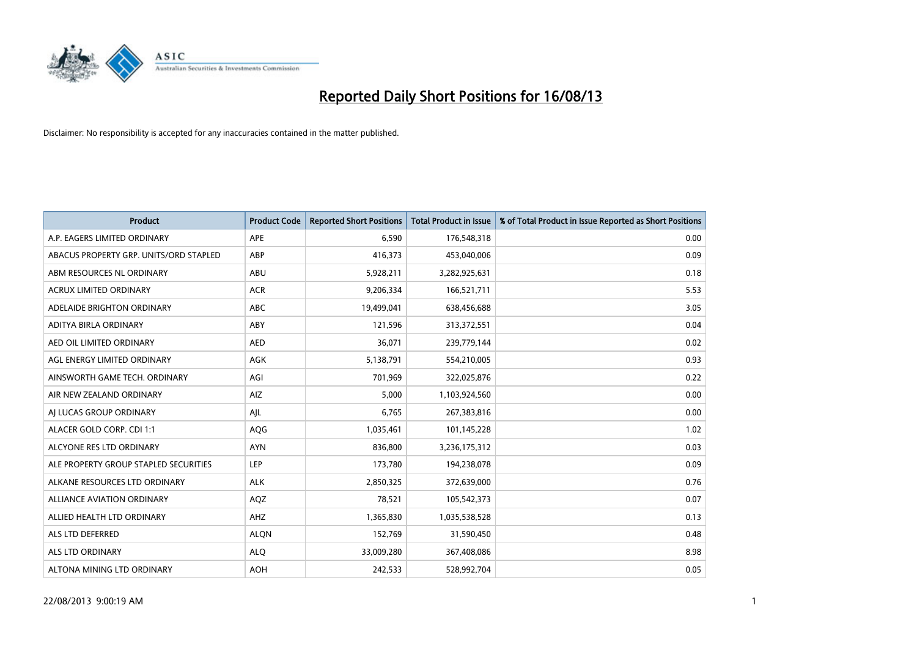# Reported Daily Short Positions for 16/08/13

Disclaimer: No responsibility is accepted for any inaccuracies contained in the matter published.

| Product | Product Code | Reported Short Positions | Total Product in Issue | % of Total Product in Issue Reported as Short Positions |
|---|---|---|---|---|
| A.P. EAGERS LIMITED ORDINARY | APE | 6,590 | 176,548,318 | 0.00 |
| ABACUS PROPERTY GRP. UNITS/ORD STAPLED | ABP | 416,373 | 453,040,006 | 0.09 |
| ABM RESOURCES NL ORDINARY | ABU | 5,928,211 | 3,282,925,631 | 0.18 |
| ACRUX LIMITED ORDINARY | ACR | 9,206,334 | 166,521,711 | 5.53 |
| ADELAIDE BRIGHTON ORDINARY | ABC | 19,499,041 | 638,456,688 | 3.05 |
| ADITYA BIRLA ORDINARY | ABY | 121,596 | 313,372,551 | 0.04 |
| AED OIL LIMITED ORDINARY | AED | 36,071 | 239,779,144 | 0.02 |
| AGL ENERGY LIMITED ORDINARY | AGK | 5,138,791 | 554,210,005 | 0.93 |
| AINSWORTH GAME TECH. ORDINARY | AGI | 701,969 | 322,025,876 | 0.22 |
| AIR NEW ZEALAND ORDINARY | AIZ | 5,000 | 1,103,924,560 | 0.00 |
| AJ LUCAS GROUP ORDINARY | AJL | 6,765 | 267,383,816 | 0.00 |
| ALACER GOLD CORP. CDI 1:1 | AQG | 1,035,461 | 101,145,228 | 1.02 |
| ALCYONE RES LTD ORDINARY | AYN | 836,800 | 3,236,175,312 | 0.03 |
| ALE PROPERTY GROUP STAPLED SECURITIES | LEP | 173,780 | 194,238,078 | 0.09 |
| ALKANE RESOURCES LTD ORDINARY | ALK | 2,850,325 | 372,639,000 | 0.76 |
| ALLIANCE AVIATION ORDINARY | AQZ | 78,521 | 105,542,373 | 0.07 |
| ALLIED HEALTH LTD ORDINARY | AHZ | 1,365,830 | 1,035,538,528 | 0.13 |
| ALS LTD DEFERRED | ALQN | 152,769 | 31,590,450 | 0.48 |
| ALS LTD ORDINARY | ALQ | 33,009,280 | 367,408,086 | 8.98 |
| ALTONA MINING LTD ORDINARY | AOH | 242,533 | 528,992,704 | 0.05 |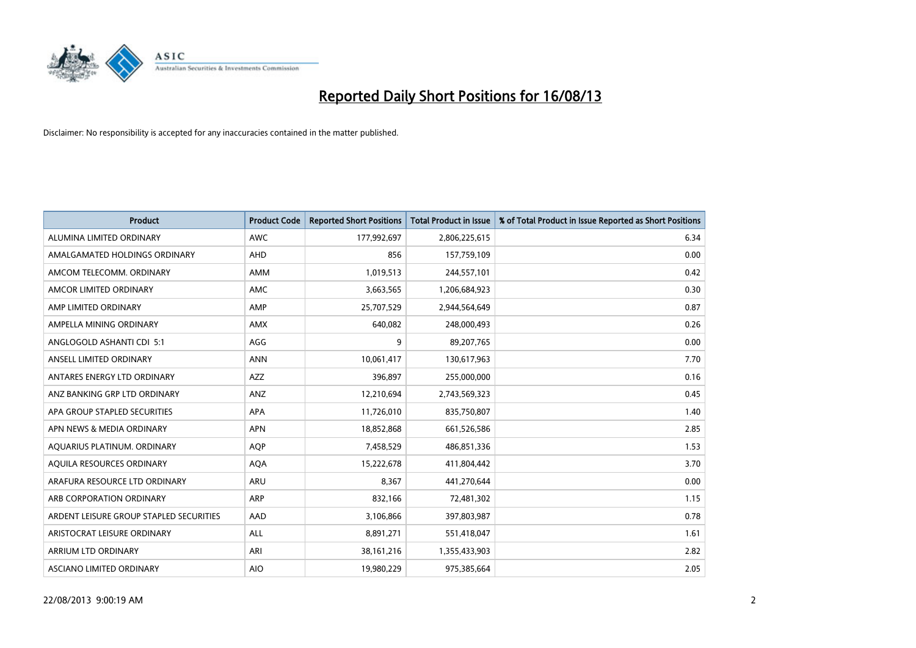# Reported Daily Short Positions for 16/08/13

Disclaimer: No responsibility is accepted for any inaccuracies contained in the matter published.

| Product | Product Code | Reported Short Positions | Total Product in Issue | % of Total Product in Issue Reported as Short Positions |
| --- | --- | --- | --- | --- |
| ALUMINA LIMITED ORDINARY | AWC | 177,992,697 | 2,806,225,615 | 6.34 |
| AMALGAMATED HOLDINGS ORDINARY | AHD | 856 | 157,759,109 | 0.00 |
| AMCOM TELECOMM. ORDINARY | AMM | 1,019,513 | 244,557,101 | 0.42 |
| AMCOR LIMITED ORDINARY | AMC | 3,663,565 | 1,206,684,923 | 0.30 |
| AMP LIMITED ORDINARY | AMP | 25,707,529 | 2,944,564,649 | 0.87 |
| AMPELLA MINING ORDINARY | AMX | 640,082 | 248,000,493 | 0.26 |
| ANGLOGOLD ASHANTI CDI 5:1 | AGG | 9 | 89,207,765 | 0.00 |
| ANSELL LIMITED ORDINARY | ANN | 10,061,417 | 130,617,963 | 7.70 |
| ANTARES ENERGY LTD ORDINARY | AZZ | 396,897 | 255,000,000 | 0.16 |
| ANZ BANKING GRP LTD ORDINARY | ANZ | 12,210,694 | 2,743,569,323 | 0.45 |
| APA GROUP STAPLED SECURITIES | APA | 11,726,010 | 835,750,807 | 1.40 |
| APN NEWS & MEDIA ORDINARY | APN | 18,852,868 | 661,526,586 | 2.85 |
| AQUARIUS PLATINUM. ORDINARY | AQP | 7,458,529 | 486,851,336 | 1.53 |
| AQUILA RESOURCES ORDINARY | AQA | 15,222,678 | 411,804,442 | 3.70 |
| ARAFURA RESOURCE LTD ORDINARY | ARU | 8,367 | 441,270,644 | 0.00 |
| ARB CORPORATION ORDINARY | ARP | 832,166 | 72,481,302 | 1.15 |
| ARDENT LEISURE GROUP STAPLED SECURITIES | AAD | 3,106,866 | 397,803,987 | 0.78 |
| ARISTOCRAT LEISURE ORDINARY | ALL | 8,891,271 | 551,418,047 | 1.61 |
| ARRIUM LTD ORDINARY | ARI | 38,161,216 | 1,355,433,903 | 2.82 |
| ASCIANO LIMITED ORDINARY | AIO | 19,980,229 | 975,385,664 | 2.05 |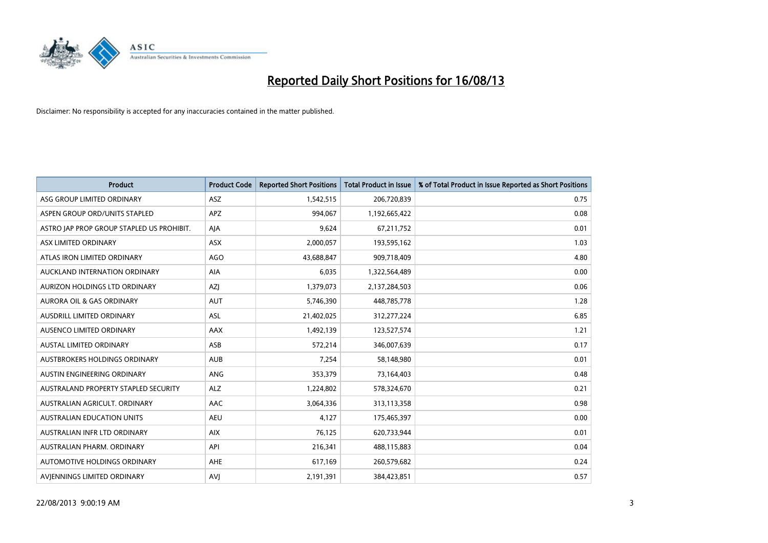# Reported Daily Short Positions for 16/08/13

Disclaimer: No responsibility is accepted for any inaccuracies contained in the matter published.

| Product | Product Code | Reported Short Positions | Total Product in Issue | % of Total Product in Issue Reported as Short Positions |
|---|---|---|---|---|
| ASG GROUP LIMITED ORDINARY | ASZ | 1,542,515 | 206,720,839 | 0.75 |
| ASPEN GROUP ORD/UNITS STAPLED | APZ | 994,067 | 1,192,665,422 | 0.08 |
| ASTRO JAP PROP GROUP STAPLED US PROHIBIT. | AJA | 9,624 | 67,211,752 | 0.01 |
| ASX LIMITED ORDINARY | ASX | 2,000,057 | 193,595,162 | 1.03 |
| ATLAS IRON LIMITED ORDINARY | AGO | 43,688,847 | 909,718,409 | 4.80 |
| AUCKLAND INTERNATION ORDINARY | AIA | 6,035 | 1,322,564,489 | 0.00 |
| AURIZON HOLDINGS LTD ORDINARY | AZJ | 1,379,073 | 2,137,284,503 | 0.06 |
| AURORA OIL & GAS ORDINARY | AUT | 5,746,390 | 448,785,778 | 1.28 |
| AUSDRILL LIMITED ORDINARY | ASL | 21,402,025 | 312,277,224 | 6.85 |
| AUSENCO LIMITED ORDINARY | AAX | 1,492,139 | 123,527,574 | 1.21 |
| AUSTAL LIMITED ORDINARY | ASB | 572,214 | 346,007,639 | 0.17 |
| AUSTBROKERS HOLDINGS ORDINARY | AUB | 7,254 | 58,148,980 | 0.01 |
| AUSTIN ENGINEERING ORDINARY | ANG | 353,379 | 73,164,403 | 0.48 |
| AUSTRALAND PROPERTY STAPLED SECURITY | ALZ | 1,224,802 | 578,324,670 | 0.21 |
| AUSTRALIAN AGRICULT. ORDINARY | AAC | 3,064,336 | 313,113,358 | 0.98 |
| AUSTRALIAN EDUCATION UNITS | AEU | 4,127 | 175,465,397 | 0.00 |
| AUSTRALIAN INFR LTD ORDINARY | AIX | 76,125 | 620,733,944 | 0.01 |
| AUSTRALIAN PHARM. ORDINARY | API | 216,341 | 488,115,883 | 0.04 |
| AUTOMOTIVE HOLDINGS ORDINARY | AHE | 617,169 | 260,579,682 | 0.24 |
| AVJENNINGS LIMITED ORDINARY | AVJ | 2,191,391 | 384,423,851 | 0.57 |

22/08/2013 9:00:19 AM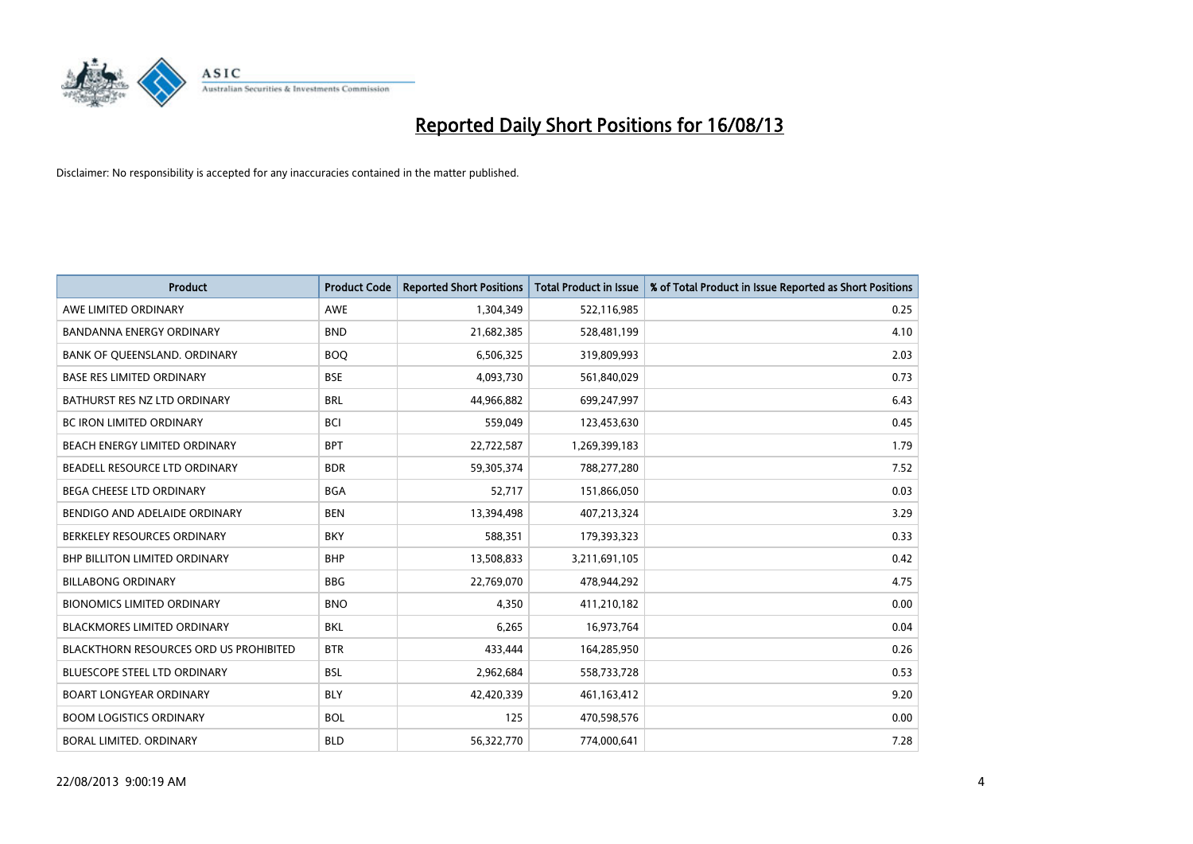# Reported Daily Short Positions for 16/08/13

Disclaimer: No responsibility is accepted for any inaccuracies contained in the matter published.

| Product | Product Code | Reported Short Positions | Total Product in Issue | % of Total Product in Issue Reported as Short Positions |
|---|---|---|---|---|
| AWE LIMITED ORDINARY | AWE | 1,304,349 | 522,116,985 | 0.25 |
| BANDANNA ENERGY ORDINARY | BND | 21,682,385 | 528,481,199 | 4.10 |
| BANK OF QUEENSLAND. ORDINARY | BOQ | 6,506,325 | 319,809,993 | 2.03 |
| BASE RES LIMITED ORDINARY | BSE | 4,093,730 | 561,840,029 | 0.73 |
| BATHURST RES NZ LTD ORDINARY | BRL | 44,966,882 | 699,247,997 | 6.43 |
| BC IRON LIMITED ORDINARY | BCI | 559,049 | 123,453,630 | 0.45 |
| BEACH ENERGY LIMITED ORDINARY | BPT | 22,722,587 | 1,269,399,183 | 1.79 |
| BEADELL RESOURCE LTD ORDINARY | BDR | 59,305,374 | 788,277,280 | 7.52 |
| BEGA CHEESE LTD ORDINARY | BGA | 52,717 | 151,866,050 | 0.03 |
| BENDIGO AND ADELAIDE ORDINARY | BEN | 13,394,498 | 407,213,324 | 3.29 |
| BERKELEY RESOURCES ORDINARY | BKY | 588,351 | 179,393,323 | 0.33 |
| BHP BILLITON LIMITED ORDINARY | BHP | 13,508,833 | 3,211,691,105 | 0.42 |
| BILLABONG ORDINARY | BBG | 22,769,070 | 478,944,292 | 4.75 |
| BIONOMICS LIMITED ORDINARY | BNO | 4,350 | 411,210,182 | 0.00 |
| BLACKMORES LIMITED ORDINARY | BKL | 6,265 | 16,973,764 | 0.04 |
| BLACKTHORN RESOURCES ORD US PROHIBITED | BTR | 433,444 | 164,285,950 | 0.26 |
| BLUESCOPE STEEL LTD ORDINARY | BSL | 2,962,684 | 558,733,728 | 0.53 |
| BOART LONGYEAR ORDINARY | BLY | 42,420,339 | 461,163,412 | 9.20 |
| BOOM LOGISTICS ORDINARY | BOL | 125 | 470,598,576 | 0.00 |
| BORAL LIMITED. ORDINARY | BLD | 56,322,770 | 774,000,641 | 7.28 |

22/08/2013 9:00:19 AM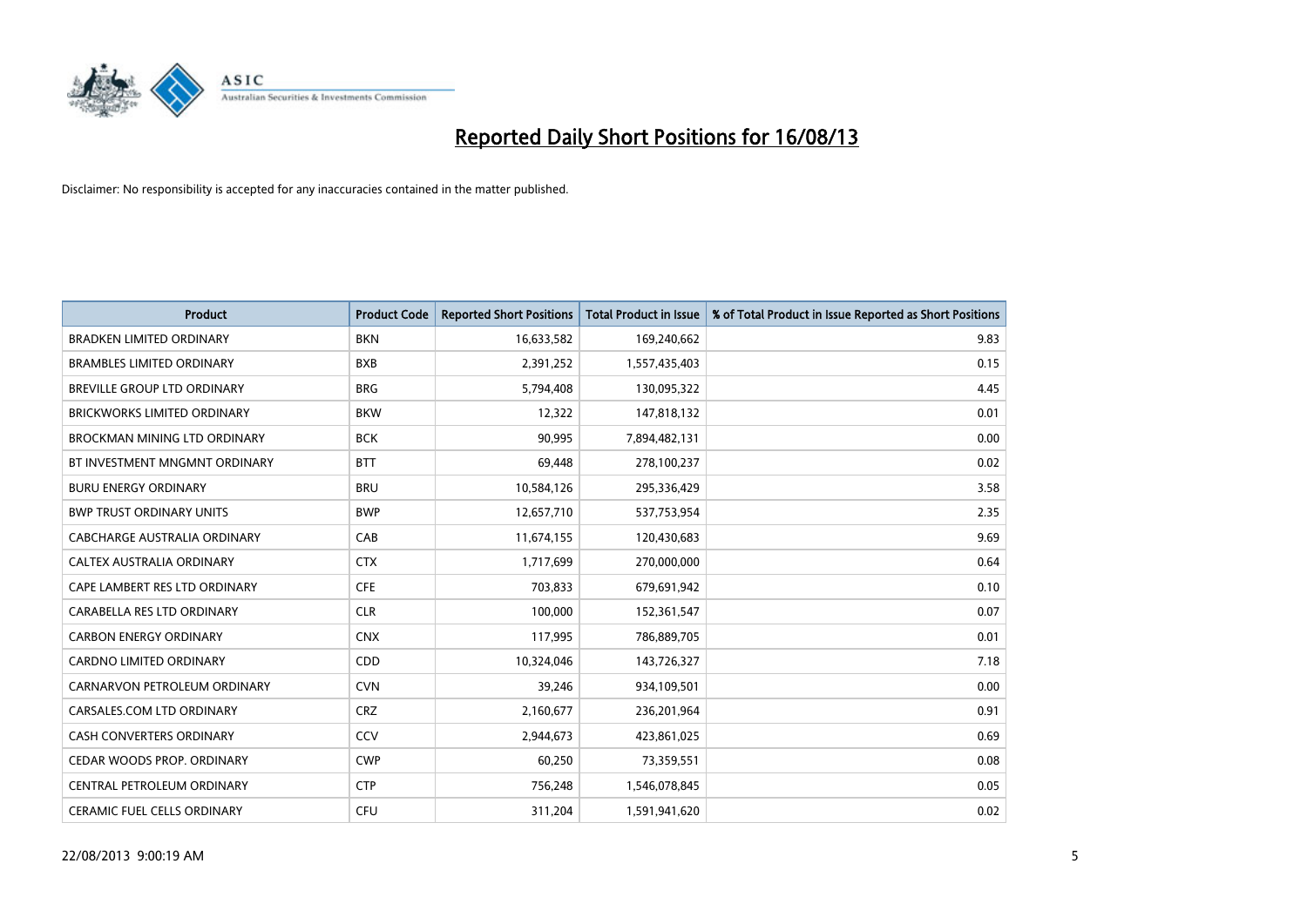# Reported Daily Short Positions for 16/08/13

Disclaimer: No responsibility is accepted for any inaccuracies contained in the matter published.

| Product | Product Code | Reported Short Positions | Total Product in Issue | % of Total Product in Issue Reported as Short Positions |
|---|---|---|---|---|
| BRADKEN LIMITED ORDINARY | BKN | 16,633,582 | 169,240,662 | 9.83 |
| BRAMBLES LIMITED ORDINARY | BXB | 2,391,252 | 1,557,435,403 | 0.15 |
| BREVILLE GROUP LTD ORDINARY | BRG | 5,794,408 | 130,095,322 | 4.45 |
| BRICKWORKS LIMITED ORDINARY | BKW | 12,322 | 147,818,132 | 0.01 |
| BROCKMAN MINING LTD ORDINARY | BCK | 90,995 | 7,894,482,131 | 0.00 |
| BT INVESTMENT MNGMNT ORDINARY | BTT | 69,448 | 278,100,237 | 0.02 |
| BURU ENERGY ORDINARY | BRU | 10,584,126 | 295,336,429 | 3.58 |
| BWP TRUST ORDINARY UNITS | BWP | 12,657,710 | 537,753,954 | 2.35 |
| CABCHARGE AUSTRALIA ORDINARY | CAB | 11,674,155 | 120,430,683 | 9.69 |
| CALTEX AUSTRALIA ORDINARY | CTX | 1,717,699 | 270,000,000 | 0.64 |
| CAPE LAMBERT RES LTD ORDINARY | CFE | 703,833 | 679,691,942 | 0.10 |
| CARABELLA RES LTD ORDINARY | CLR | 100,000 | 152,361,547 | 0.07 |
| CARBON ENERGY ORDINARY | CNX | 117,995 | 786,889,705 | 0.01 |
| CARDNO LIMITED ORDINARY | CDD | 10,324,046 | 143,726,327 | 7.18 |
| CARNARVON PETROLEUM ORDINARY | CVN | 39,246 | 934,109,501 | 0.00 |
| CARSALES.COM LTD ORDINARY | CRZ | 2,160,677 | 236,201,964 | 0.91 |
| CASH CONVERTERS ORDINARY | CCV | 2,944,673 | 423,861,025 | 0.69 |
| CEDAR WOODS PROP. ORDINARY | CWP | 60,250 | 73,359,551 | 0.08 |
| CENTRAL PETROLEUM ORDINARY | CTP | 756,248 | 1,546,078,845 | 0.05 |
| CERAMIC FUEL CELLS ORDINARY | CFU | 311,204 | 1,591,941,620 | 0.02 |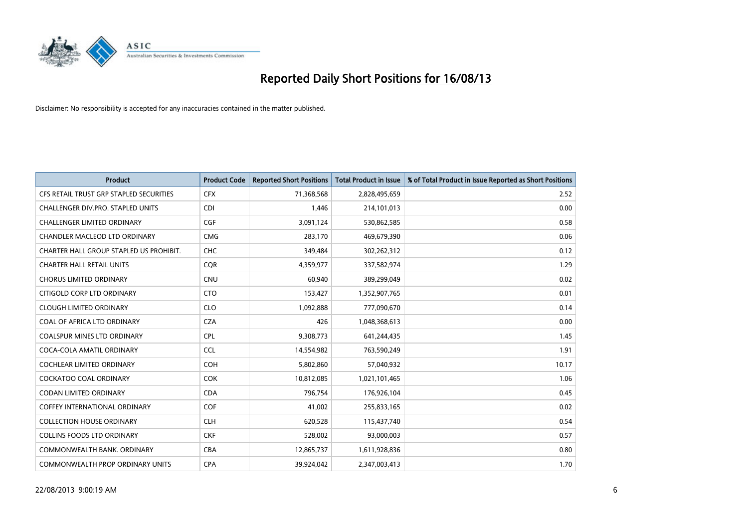# Reported Daily Short Positions for 16/08/13

Disclaimer: No responsibility is accepted for any inaccuracies contained in the matter published.

| Product | Product Code | Reported Short Positions | Total Product in Issue | % of Total Product in Issue Reported as Short Positions |
|---|---|---|---|---|
| CFS RETAIL TRUST GRP STAPLED SECURITIES | CFX | 71,368,568 | 2,828,495,659 | 2.52 |
| CHALLENGER DIV.PRO. STAPLED UNITS | CDI | 1,446 | 214,101,013 | 0.00 |
| CHALLENGER LIMITED ORDINARY | CGF | 3,091,124 | 530,862,585 | 0.58 |
| CHANDLER MACLEOD LTD ORDINARY | CMG | 283,170 | 469,679,390 | 0.06 |
| CHARTER HALL GROUP STAPLED US PROHIBIT. | CHC | 349,484 | 302,262,312 | 0.12 |
| CHARTER HALL RETAIL UNITS | CQR | 4,359,977 | 337,582,974 | 1.29 |
| CHORUS LIMITED ORDINARY | CNU | 60,940 | 389,299,049 | 0.02 |
| CITIGOLD CORP LTD ORDINARY | CTO | 153,427 | 1,352,907,765 | 0.01 |
| CLOUGH LIMITED ORDINARY | CLO | 1,092,888 | 777,090,670 | 0.14 |
| COAL OF AFRICA LTD ORDINARY | CZA | 426 | 1,048,368,613 | 0.00 |
| COALSPUR MINES LTD ORDINARY | CPL | 9,308,773 | 641,244,435 | 1.45 |
| COCA-COLA AMATIL ORDINARY | CCL | 14,554,982 | 763,590,249 | 1.91 |
| COCHLEAR LIMITED ORDINARY | COH | 5,802,860 | 57,040,932 | 10.17 |
| COCKATOO COAL ORDINARY | COK | 10,812,085 | 1,021,101,465 | 1.06 |
| CODAN LIMITED ORDINARY | CDA | 796,754 | 176,926,104 | 0.45 |
| COFFEY INTERNATIONAL ORDINARY | COF | 41,002 | 255,833,165 | 0.02 |
| COLLECTION HOUSE ORDINARY | CLH | 620,528 | 115,437,740 | 0.54 |
| COLLINS FOODS LTD ORDINARY | CKF | 528,002 | 93,000,003 | 0.57 |
| COMMONWEALTH BANK. ORDINARY | CBA | 12,865,737 | 1,611,928,836 | 0.80 |
| COMMONWEALTH PROP ORDINARY UNITS | CPA | 39,924,042 | 2,347,003,413 | 1.70 |

22/08/2013 9:00:19 AM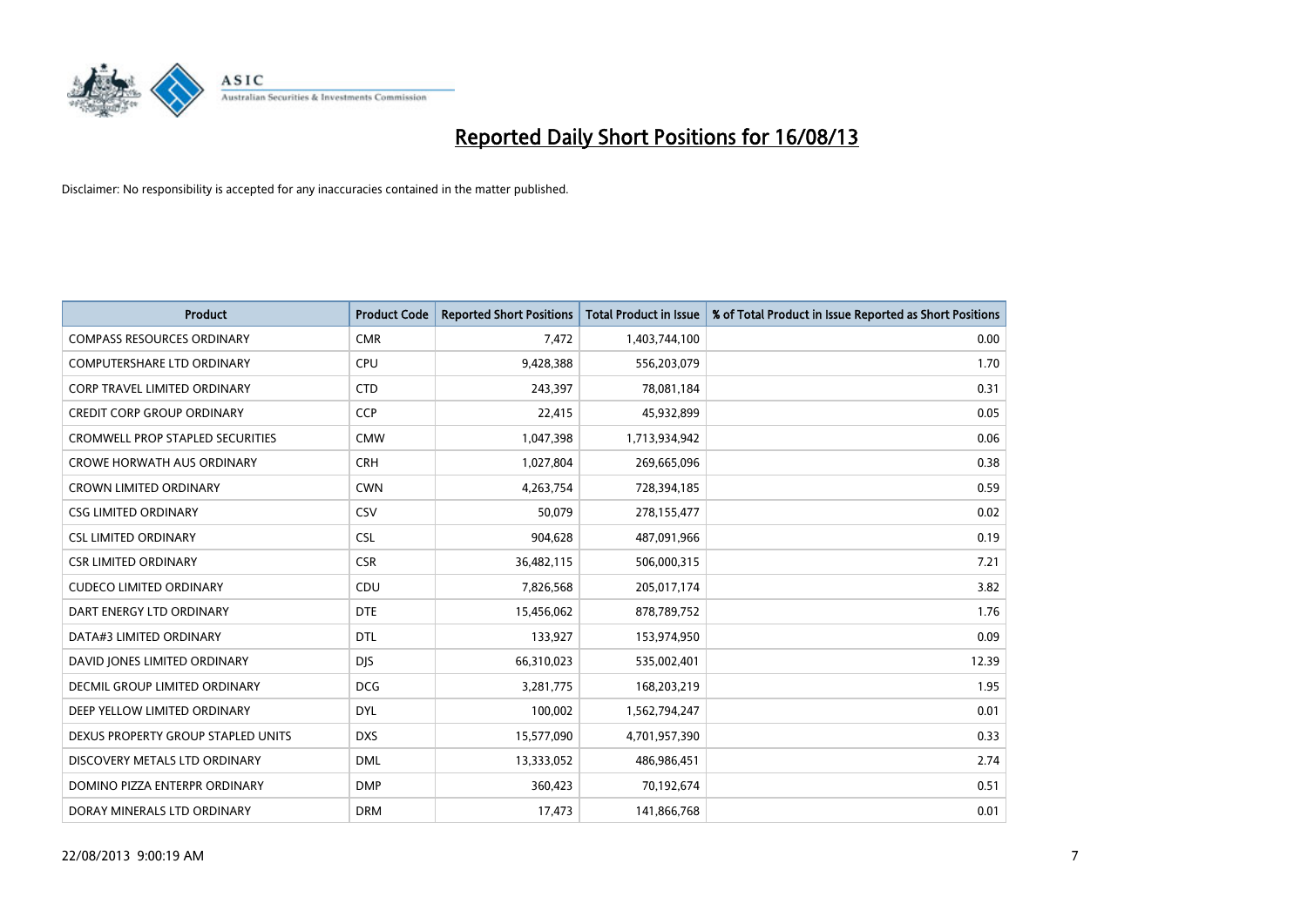# Reported Daily Short Positions for 16/08/13

Disclaimer: No responsibility is accepted for any inaccuracies contained in the matter published.

| Product | Product Code | Reported Short Positions | Total Product in Issue | % of Total Product in Issue Reported as Short Positions |
|---|---|---|---|---|
| COMPASS RESOURCES ORDINARY | CMR | 7,472 | 1,403,744,100 | 0.00 |
| COMPUTERSHARE LTD ORDINARY | CPU | 9,428,388 | 556,203,079 | 1.70 |
| CORP TRAVEL LIMITED ORDINARY | CTD | 243,397 | 78,081,184 | 0.31 |
| CREDIT CORP GROUP ORDINARY | CCP | 22,415 | 45,932,899 | 0.05 |
| CROMWELL PROP STAPLED SECURITIES | CMW | 1,047,398 | 1,713,934,942 | 0.06 |
| CROWE HORWATH AUS ORDINARY | CRH | 1,027,804 | 269,665,096 | 0.38 |
| CROWN LIMITED ORDINARY | CWN | 4,263,754 | 728,394,185 | 0.59 |
| CSG LIMITED ORDINARY | CSV | 50,079 | 278,155,477 | 0.02 |
| CSL LIMITED ORDINARY | CSL | 904,628 | 487,091,966 | 0.19 |
| CSR LIMITED ORDINARY | CSR | 36,482,115 | 506,000,315 | 7.21 |
| CUDECO LIMITED ORDINARY | CDU | 7,826,568 | 205,017,174 | 3.82 |
| DART ENERGY LTD ORDINARY | DTE | 15,456,062 | 878,789,752 | 1.76 |
| DATA#3 LIMITED ORDINARY | DTL | 133,927 | 153,974,950 | 0.09 |
| DAVID JONES LIMITED ORDINARY | DJS | 66,310,023 | 535,002,401 | 12.39 |
| DECMIL GROUP LIMITED ORDINARY | DCG | 3,281,775 | 168,203,219 | 1.95 |
| DEEP YELLOW LIMITED ORDINARY | DYL | 100,002 | 1,562,794,247 | 0.01 |
| DEXUS PROPERTY GROUP STAPLED UNITS | DXS | 15,577,090 | 4,701,957,390 | 0.33 |
| DISCOVERY METALS LTD ORDINARY | DML | 13,333,052 | 486,986,451 | 2.74 |
| DOMINO PIZZA ENTERPR ORDINARY | DMP | 360,423 | 70,192,674 | 0.51 |
| DORAY MINERALS LTD ORDINARY | DRM | 17,473 | 141,866,768 | 0.01 |

22/08/2013 9:00:19 AM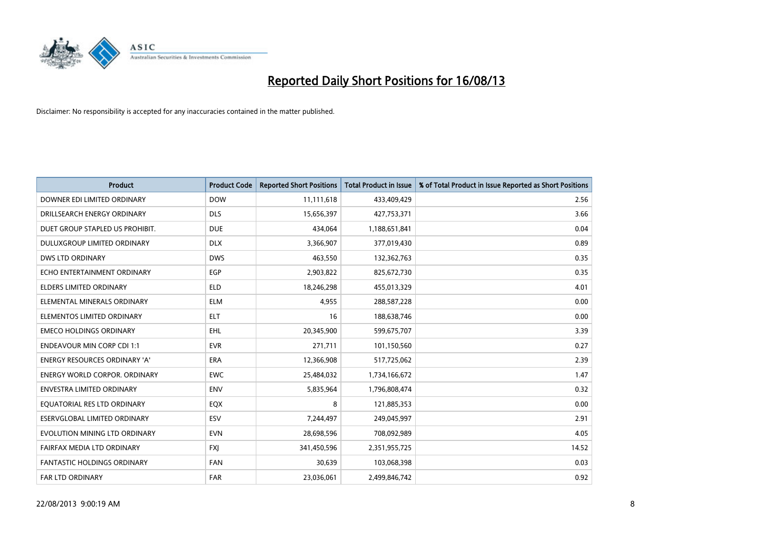# Reported Daily Short Positions for 16/08/13

Disclaimer: No responsibility is accepted for any inaccuracies contained in the matter published.

| Product | Product Code | Reported Short Positions | Total Product in Issue | % of Total Product in Issue Reported as Short Positions |
|---|---|---|---|---|
| DOWNER EDI LIMITED ORDINARY | DOW | 11,111,618 | 433,409,429 | 2.56 |
| DRILLSEARCH ENERGY ORDINARY | DLS | 15,656,397 | 427,753,371 | 3.66 |
| DUET GROUP STAPLED US PROHIBIT. | DUE | 434,064 | 1,188,651,841 | 0.04 |
| DULUXGROUP LIMITED ORDINARY | DLX | 3,366,907 | 377,019,430 | 0.89 |
| DWS LTD ORDINARY | DWS | 463,550 | 132,362,763 | 0.35 |
| ECHO ENTERTAINMENT ORDINARY | EGP | 2,903,822 | 825,672,730 | 0.35 |
| ELDERS LIMITED ORDINARY | ELD | 18,246,298 | 455,013,329 | 4.01 |
| ELEMENTAL MINERALS ORDINARY | ELM | 4,955 | 288,587,228 | 0.00 |
| ELEMENTOS LIMITED ORDINARY | ELT | 16 | 188,638,746 | 0.00 |
| EMECO HOLDINGS ORDINARY | EHL | 20,345,900 | 599,675,707 | 3.39 |
| ENDEAVOUR MIN CORP CDI 1:1 | EVR | 271,711 | 101,150,560 | 0.27 |
| ENERGY RESOURCES ORDINARY 'A' | ERA | 12,366,908 | 517,725,062 | 2.39 |
| ENERGY WORLD CORPOR. ORDINARY | EWC | 25,484,032 | 1,734,166,672 | 1.47 |
| ENVESTRA LIMITED ORDINARY | ENV | 5,835,964 | 1,796,808,474 | 0.32 |
| EQUATORIAL RES LTD ORDINARY | EQX | 8 | 121,885,353 | 0.00 |
| ESERVGLOBAL LIMITED ORDINARY | ESV | 7,244,497 | 249,045,997 | 2.91 |
| EVOLUTION MINING LTD ORDINARY | EVN | 28,698,596 | 708,092,989 | 4.05 |
| FAIRFAX MEDIA LTD ORDINARY | FXJ | 341,450,596 | 2,351,955,725 | 14.52 |
| FANTASTIC HOLDINGS ORDINARY | FAN | 30,639 | 103,068,398 | 0.03 |
| FAR LTD ORDINARY | FAR | 23,036,061 | 2,499,846,742 | 0.92 |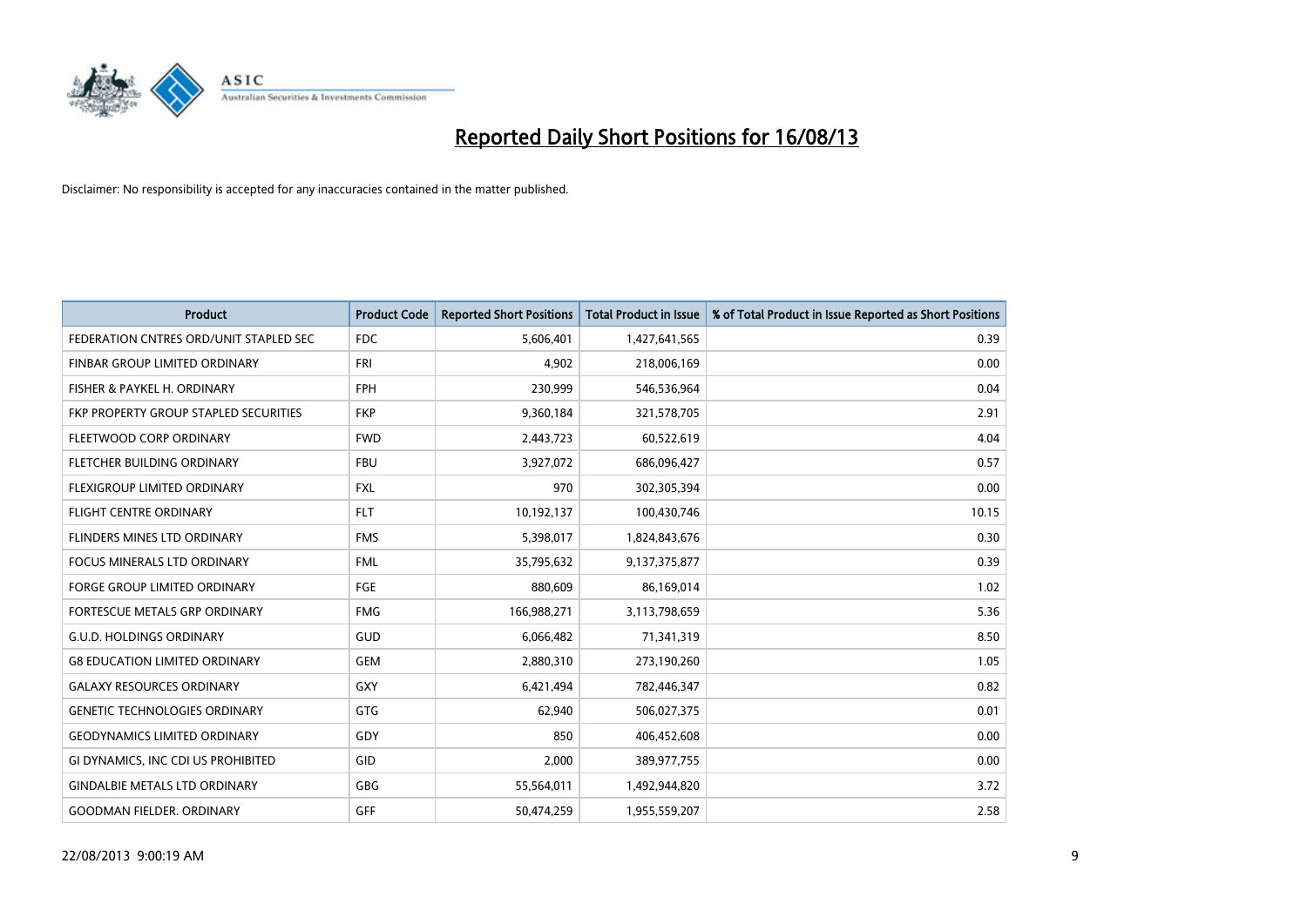# Reported Daily Short Positions for 16/08/13

Disclaimer: No responsibility is accepted for any inaccuracies contained in the matter published.

| Product | Product Code | Reported Short Positions | Total Product in Issue | % of Total Product in Issue Reported as Short Positions |
|---|---|---|---|---|
| FEDERATION CNTRES ORD/UNIT STAPLED SEC | FDC | 5,606,401 | 1,427,641,565 | 0.39 |
| FINBAR GROUP LIMITED ORDINARY | FRI | 4,902 | 218,006,169 | 0.00 |
| FISHER & PAYKEL H. ORDINARY | FPH | 230,999 | 546,536,964 | 0.04 |
| FKP PROPERTY GROUP STAPLED SECURITIES | FKP | 9,360,184 | 321,578,705 | 2.91 |
| FLEETWOOD CORP ORDINARY | FWD | 2,443,723 | 60,522,619 | 4.04 |
| FLETCHER BUILDING ORDINARY | FBU | 3,927,072 | 686,096,427 | 0.57 |
| FLEXIGROUP LIMITED ORDINARY | FXL | 970 | 302,305,394 | 0.00 |
| FLIGHT CENTRE ORDINARY | FLT | 10,192,137 | 100,430,746 | 10.15 |
| FLINDERS MINES LTD ORDINARY | FMS | 5,398,017 | 1,824,843,676 | 0.30 |
| FOCUS MINERALS LTD ORDINARY | FML | 35,795,632 | 9,137,375,877 | 0.39 |
| FORGE GROUP LIMITED ORDINARY | FGE | 880,609 | 86,169,014 | 1.02 |
| FORTESCUE METALS GRP ORDINARY | FMG | 166,988,271 | 3,113,798,659 | 5.36 |
| G.U.D. HOLDINGS ORDINARY | GUD | 6,066,482 | 71,341,319 | 8.50 |
| G8 EDUCATION LIMITED ORDINARY | GEM | 2,880,310 | 273,190,260 | 1.05 |
| GALAXY RESOURCES ORDINARY | GXY | 6,421,494 | 782,446,347 | 0.82 |
| GENETIC TECHNOLOGIES ORDINARY | GTG | 62,940 | 506,027,375 | 0.01 |
| GEODYNAMICS LIMITED ORDINARY | GDY | 850 | 406,452,608 | 0.00 |
| GI DYNAMICS, INC CDI US PROHIBITED | GID | 2,000 | 389,977,755 | 0.00 |
| GINDALBIE METALS LTD ORDINARY | GBG | 55,564,011 | 1,492,944,820 | 3.72 |
| GOODMAN FIELDER. ORDINARY | GFF | 50,474,259 | 1,955,559,207 | 2.58 |

22/08/2013 9:00:19 AM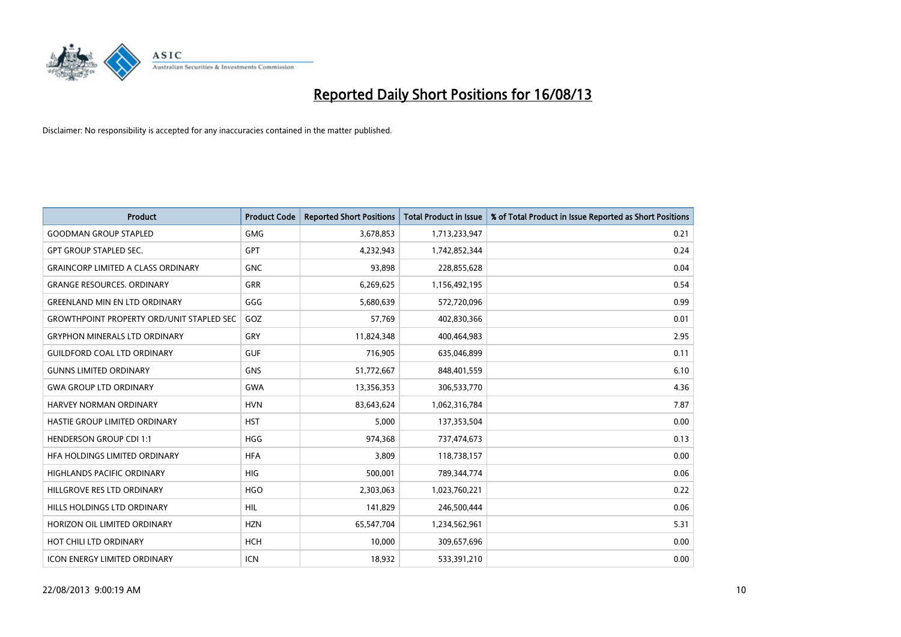# Reported Daily Short Positions for 16/08/13

Disclaimer: No responsibility is accepted for any inaccuracies contained in the matter published.

| Product | Product Code | Reported Short Positions | Total Product in Issue | % of Total Product in Issue Reported as Short Positions |
|---|---|---|---|---|
| GOODMAN GROUP STAPLED | GMG | 3,678,853 | 1,713,233,947 | 0.21 |
| GPT GROUP STAPLED SEC. | GPT | 4,232,943 | 1,742,852,344 | 0.24 |
| GRAINCORP LIMITED A CLASS ORDINARY | GNC | 93,898 | 228,855,628 | 0.04 |
| GRANGE RESOURCES. ORDINARY | GRR | 6,269,625 | 1,156,492,195 | 0.54 |
| GREENLAND MIN EN LTD ORDINARY | GGG | 5,680,639 | 572,720,096 | 0.99 |
| GROWTHPOINT PROPERTY ORD/UNIT STAPLED SEC | GOZ | 57,769 | 402,830,366 | 0.01 |
| GRYPHON MINERALS LTD ORDINARY | GRY | 11,824,348 | 400,464,983 | 2.95 |
| GUILDFORD COAL LTD ORDINARY | GUF | 716,905 | 635,046,899 | 0.11 |
| GUNNS LIMITED ORDINARY | GNS | 51,772,667 | 848,401,559 | 6.10 |
| GWA GROUP LTD ORDINARY | GWA | 13,356,353 | 306,533,770 | 4.36 |
| HARVEY NORMAN ORDINARY | HVN | 83,643,624 | 1,062,316,784 | 7.87 |
| HASTIE GROUP LIMITED ORDINARY | HST | 5,000 | 137,353,504 | 0.00 |
| HENDERSON GROUP CDI 1:1 | HGG | 974,368 | 737,474,673 | 0.13 |
| HFA HOLDINGS LIMITED ORDINARY | HFA | 3,809 | 118,738,157 | 0.00 |
| HIGHLANDS PACIFIC ORDINARY | HIG | 500,001 | 789,344,774 | 0.06 |
| HILLGROVE RES LTD ORDINARY | HGO | 2,303,063 | 1,023,760,221 | 0.22 |
| HILLS HOLDINGS LTD ORDINARY | HIL | 141,829 | 246,500,444 | 0.06 |
| HORIZON OIL LIMITED ORDINARY | HZN | 65,547,704 | 1,234,562,961 | 5.31 |
| HOT CHILI LTD ORDINARY | HCH | 10,000 | 309,657,696 | 0.00 |
| ICON ENERGY LIMITED ORDINARY | ICN | 18,932 | 533,391,210 | 0.00 |

22/08/2013 9:00:19 AM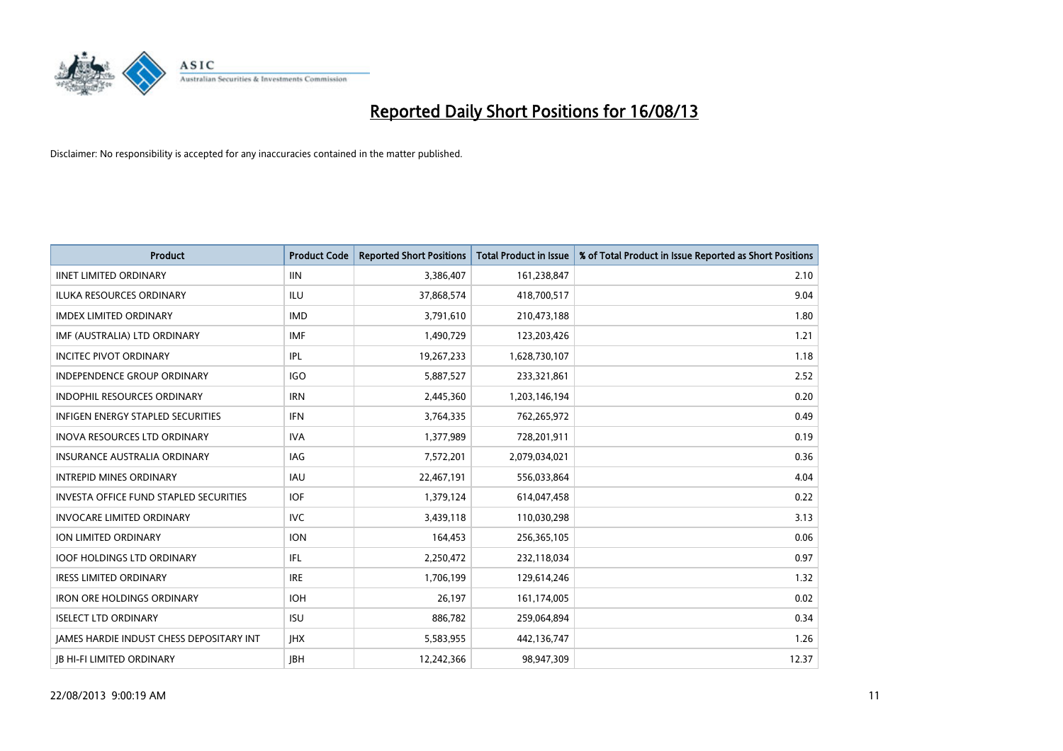# Reported Daily Short Positions for 16/08/13

Disclaimer: No responsibility is accepted for any inaccuracies contained in the matter published.

| Product | Product Code | Reported Short Positions | Total Product in Issue | % of Total Product in Issue Reported as Short Positions |
|---|---|---|---|---|
| IINET LIMITED ORDINARY | IIN | 3,386,407 | 161,238,847 | 2.10 |
| ILUKA RESOURCES ORDINARY | ILU | 37,868,574 | 418,700,517 | 9.04 |
| IMDEX LIMITED ORDINARY | IMD | 3,791,610 | 210,473,188 | 1.80 |
| IMF (AUSTRALIA) LTD ORDINARY | IMF | 1,490,729 | 123,203,426 | 1.21 |
| INCITEC PIVOT ORDINARY | IPL | 19,267,233 | 1,628,730,107 | 1.18 |
| INDEPENDENCE GROUP ORDINARY | IGO | 5,887,527 | 233,321,861 | 2.52 |
| INDOPHIL RESOURCES ORDINARY | IRN | 2,445,360 | 1,203,146,194 | 0.20 |
| INFIGEN ENERGY STAPLED SECURITIES | IFN | 3,764,335 | 762,265,972 | 0.49 |
| INOVA RESOURCES LTD ORDINARY | IVA | 1,377,989 | 728,201,911 | 0.19 |
| INSURANCE AUSTRALIA ORDINARY | IAG | 7,572,201 | 2,079,034,021 | 0.36 |
| INTREPID MINES ORDINARY | IAU | 22,467,191 | 556,033,864 | 4.04 |
| INVESTA OFFICE FUND STAPLED SECURITIES | IOF | 1,379,124 | 614,047,458 | 0.22 |
| INVOCARE LIMITED ORDINARY | IVC | 3,439,118 | 110,030,298 | 3.13 |
| ION LIMITED ORDINARY | ION | 164,453 | 256,365,105 | 0.06 |
| IOOF HOLDINGS LTD ORDINARY | IFL | 2,250,472 | 232,118,034 | 0.97 |
| IRESS LIMITED ORDINARY | IRE | 1,706,199 | 129,614,246 | 1.32 |
| IRON ORE HOLDINGS ORDINARY | IOH | 26,197 | 161,174,005 | 0.02 |
| ISELECT LTD ORDINARY | ISU | 886,782 | 259,064,894 | 0.34 |
| JAMES HARDIE INDUST CHESS DEPOSITARY INT | JHX | 5,583,955 | 442,136,747 | 1.26 |
| JB HI-FI LIMITED ORDINARY | JBH | 12,242,366 | 98,947,309 | 12.37 |

22/08/2013 9:00:19 AM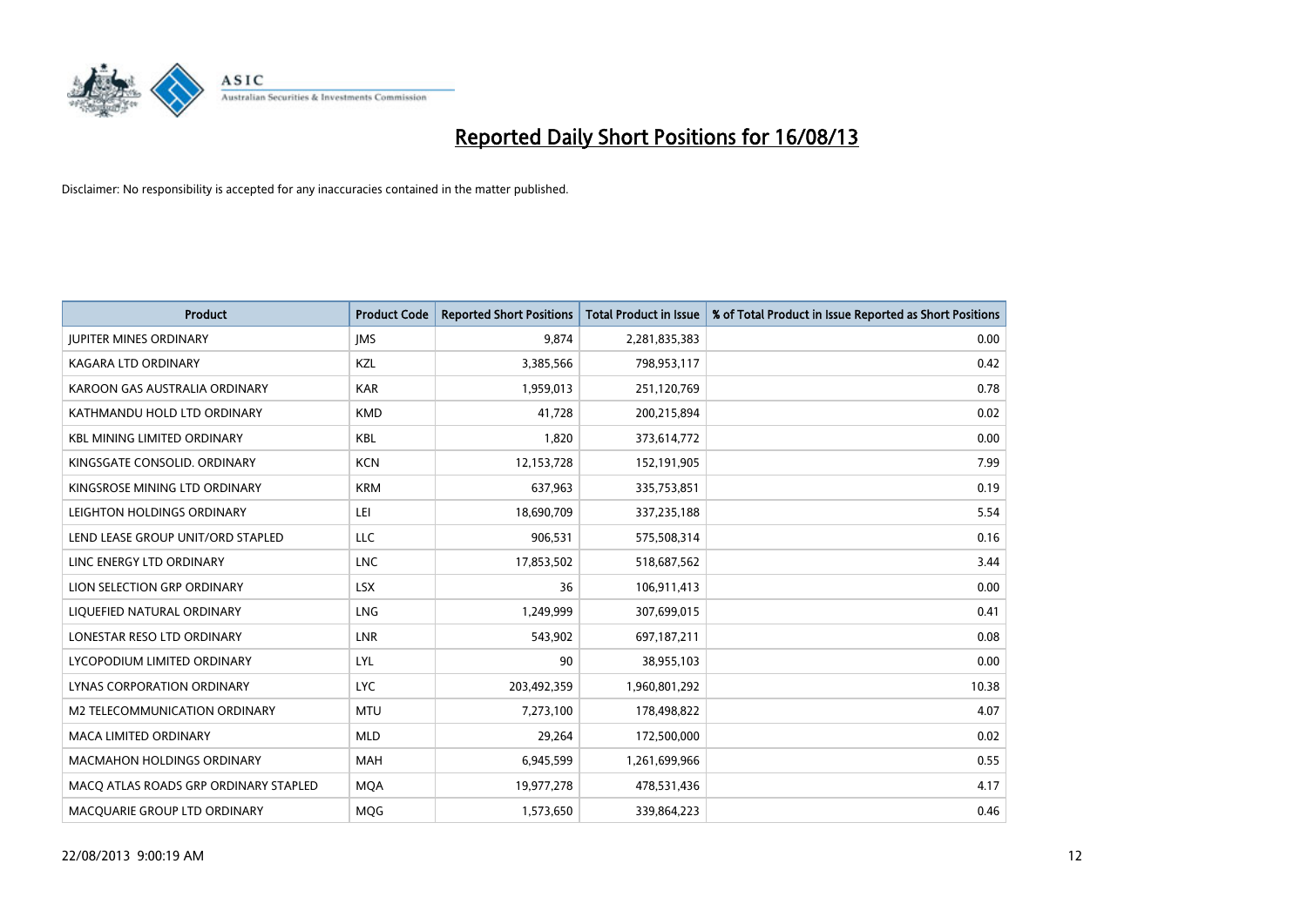# Reported Daily Short Positions for 16/08/13

Disclaimer: No responsibility is accepted for any inaccuracies contained in the matter published.

| Product | Product Code | Reported Short Positions | Total Product in Issue | % of Total Product in Issue Reported as Short Positions |
|---|---|---|---|---|
| JUPITER MINES ORDINARY | JMS | 9,874 | 2,281,835,383 | 0.00 |
| KAGARA LTD ORDINARY | KZL | 3,385,566 | 798,953,117 | 0.42 |
| KAROON GAS AUSTRALIA ORDINARY | KAR | 1,959,013 | 251,120,769 | 0.78 |
| KATHMANDU HOLD LTD ORDINARY | KMD | 41,728 | 200,215,894 | 0.02 |
| KBL MINING LIMITED ORDINARY | KBL | 1,820 | 373,614,772 | 0.00 |
| KINGSGATE CONSOLID. ORDINARY | KCN | 12,153,728 | 152,191,905 | 7.99 |
| KINGSROSE MINING LTD ORDINARY | KRM | 637,963 | 335,753,851 | 0.19 |
| LEIGHTON HOLDINGS ORDINARY | LEI | 18,690,709 | 337,235,188 | 5.54 |
| LEND LEASE GROUP UNIT/ORD STAPLED | LLC | 906,531 | 575,508,314 | 0.16 |
| LINC ENERGY LTD ORDINARY | LNC | 17,853,502 | 518,687,562 | 3.44 |
| LION SELECTION GRP ORDINARY | LSX | 36 | 106,911,413 | 0.00 |
| LIQUEFIED NATURAL ORDINARY | LNG | 1,249,999 | 307,699,015 | 0.41 |
| LONESTAR RESO LTD ORDINARY | LNR | 543,902 | 697,187,211 | 0.08 |
| LYCOPODIUM LIMITED ORDINARY | LYL | 90 | 38,955,103 | 0.00 |
| LYNAS CORPORATION ORDINARY | LYC | 203,492,359 | 1,960,801,292 | 10.38 |
| M2 TELECOMMUNICATION ORDINARY | MTU | 7,273,100 | 178,498,822 | 4.07 |
| MACA LIMITED ORDINARY | MLD | 29,264 | 172,500,000 | 0.02 |
| MACMAHON HOLDINGS ORDINARY | MAH | 6,945,599 | 1,261,699,966 | 0.55 |
| MACQ ATLAS ROADS GRP ORDINARY STAPLED | MQA | 19,977,278 | 478,531,436 | 4.17 |
| MACQUARIE GROUP LTD ORDINARY | MQG | 1,573,650 | 339,864,223 | 0.46 |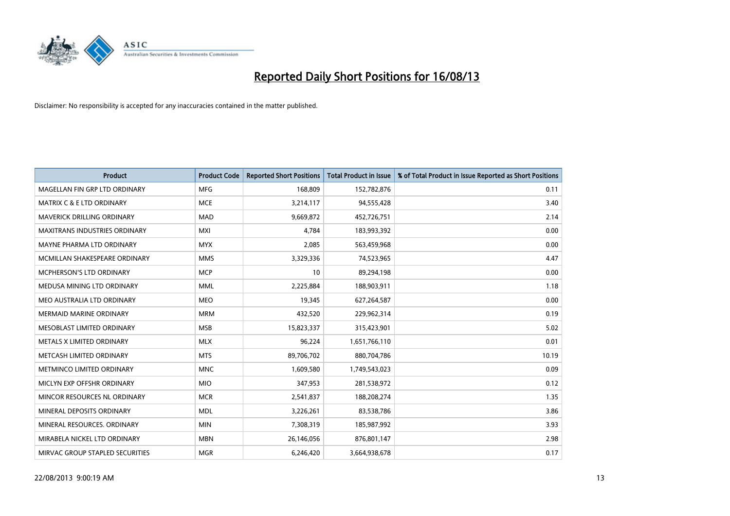# Reported Daily Short Positions for 16/08/13

Disclaimer: No responsibility is accepted for any inaccuracies contained in the matter published.

| Product | Product Code | Reported Short Positions | Total Product in Issue | % of Total Product in Issue Reported as Short Positions |
|---|---|---|---|---|
| MAGELLAN FIN GRP LTD ORDINARY | MFG | 168,809 | 152,782,876 | 0.11 |
| MATRIX C & E LTD ORDINARY | MCE | 3,214,117 | 94,555,428 | 3.40 |
| MAVERICK DRILLING ORDINARY | MAD | 9,669,872 | 452,726,751 | 2.14 |
| MAXITRANS INDUSTRIES ORDINARY | MXI | 4,784 | 183,993,392 | 0.00 |
| MAYNE PHARMA LTD ORDINARY | MYX | 2,085 | 563,459,968 | 0.00 |
| MCMILLAN SHAKESPEARE ORDINARY | MMS | 3,329,336 | 74,523,965 | 4.47 |
| MCPHERSON'S LTD ORDINARY | MCP | 10 | 89,294,198 | 0.00 |
| MEDUSA MINING LTD ORDINARY | MML | 2,225,884 | 188,903,911 | 1.18 |
| MEO AUSTRALIA LTD ORDINARY | MEO | 19,345 | 627,264,587 | 0.00 |
| MERMAID MARINE ORDINARY | MRM | 432,520 | 229,962,314 | 0.19 |
| MESOBLAST LIMITED ORDINARY | MSB | 15,823,337 | 315,423,901 | 5.02 |
| METALS X LIMITED ORDINARY | MLX | 96,224 | 1,651,766,110 | 0.01 |
| METCASH LIMITED ORDINARY | MTS | 89,706,702 | 880,704,786 | 10.19 |
| METMINCO LIMITED ORDINARY | MNC | 1,609,580 | 1,749,543,023 | 0.09 |
| MICLYN EXP OFFSHR ORDINARY | MIO | 347,953 | 281,538,972 | 0.12 |
| MINCOR RESOURCES NL ORDINARY | MCR | 2,541,837 | 188,208,274 | 1.35 |
| MINERAL DEPOSITS ORDINARY | MDL | 3,226,261 | 83,538,786 | 3.86 |
| MINERAL RESOURCES. ORDINARY | MIN | 7,308,319 | 185,987,992 | 3.93 |
| MIRABELA NICKEL LTD ORDINARY | MBN | 26,146,056 | 876,801,147 | 2.98 |
| MIRVAC GROUP STAPLED SECURITIES | MGR | 6,246,420 | 3,664,938,678 | 0.17 |

22/08/2013 9:00:19 AM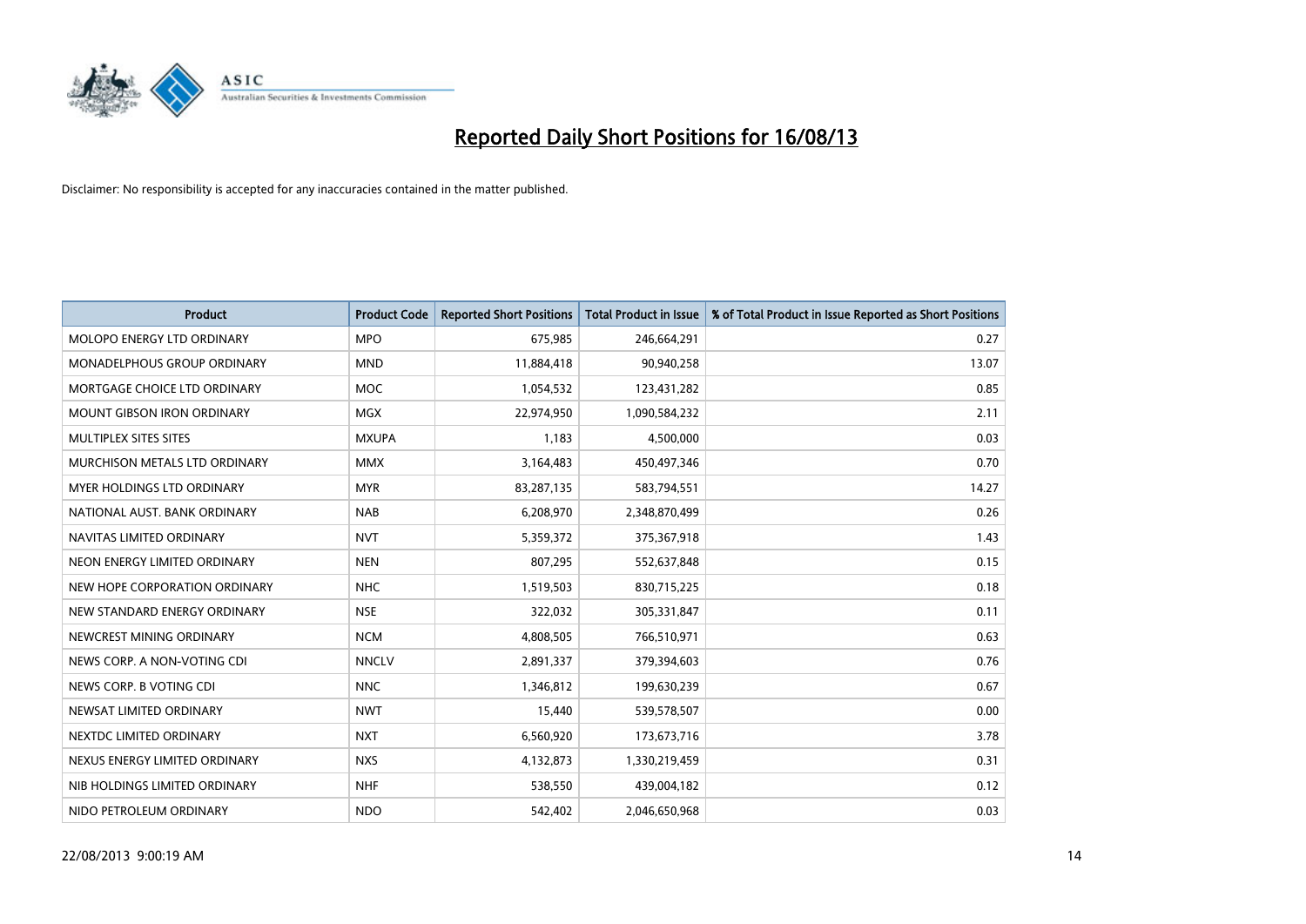# Reported Daily Short Positions for 16/08/13

Disclaimer: No responsibility is accepted for any inaccuracies contained in the matter published.

| Product | Product Code | Reported Short Positions | Total Product in Issue | % of Total Product in Issue Reported as Short Positions |
|---|---|---|---|---|
| MOLOPO ENERGY LTD ORDINARY | MPO | 675,985 | 246,664,291 | 0.27 |
| MONADELPHOUS GROUP ORDINARY | MND | 11,884,418 | 90,940,258 | 13.07 |
| MORTGAGE CHOICE LTD ORDINARY | MOC | 1,054,532 | 123,431,282 | 0.85 |
| MOUNT GIBSON IRON ORDINARY | MGX | 22,974,950 | 1,090,584,232 | 2.11 |
| MULTIPLEX SITES SITES | MXUPA | 1,183 | 4,500,000 | 0.03 |
| MURCHISON METALS LTD ORDINARY | MMX | 3,164,483 | 450,497,346 | 0.70 |
| MYER HOLDINGS LTD ORDINARY | MYR | 83,287,135 | 583,794,551 | 14.27 |
| NATIONAL AUST. BANK ORDINARY | NAB | 6,208,970 | 2,348,870,499 | 0.26 |
| NAVITAS LIMITED ORDINARY | NVT | 5,359,372 | 375,367,918 | 1.43 |
| NEON ENERGY LIMITED ORDINARY | NEN | 807,295 | 552,637,848 | 0.15 |
| NEW HOPE CORPORATION ORDINARY | NHC | 1,519,503 | 830,715,225 | 0.18 |
| NEW STANDARD ENERGY ORDINARY | NSE | 322,032 | 305,331,847 | 0.11 |
| NEWCREST MINING ORDINARY | NCM | 4,808,505 | 766,510,971 | 0.63 |
| NEWS CORP. A NON-VOTING CDI | NNCLV | 2,891,337 | 379,394,603 | 0.76 |
| NEWS CORP. B VOTING CDI | NNC | 1,346,812 | 199,630,239 | 0.67 |
| NEWSAT LIMITED ORDINARY | NWT | 15,440 | 539,578,507 | 0.00 |
| NEXTDC LIMITED ORDINARY | NXT | 6,560,920 | 173,673,716 | 3.78 |
| NEXUS ENERGY LIMITED ORDINARY | NXS | 4,132,873 | 1,330,219,459 | 0.31 |
| NIB HOLDINGS LIMITED ORDINARY | NHF | 538,550 | 439,004,182 | 0.12 |
| NIDO PETROLEUM ORDINARY | NDO | 542,402 | 2,046,650,968 | 0.03 |

22/08/2013 9:00:19 AM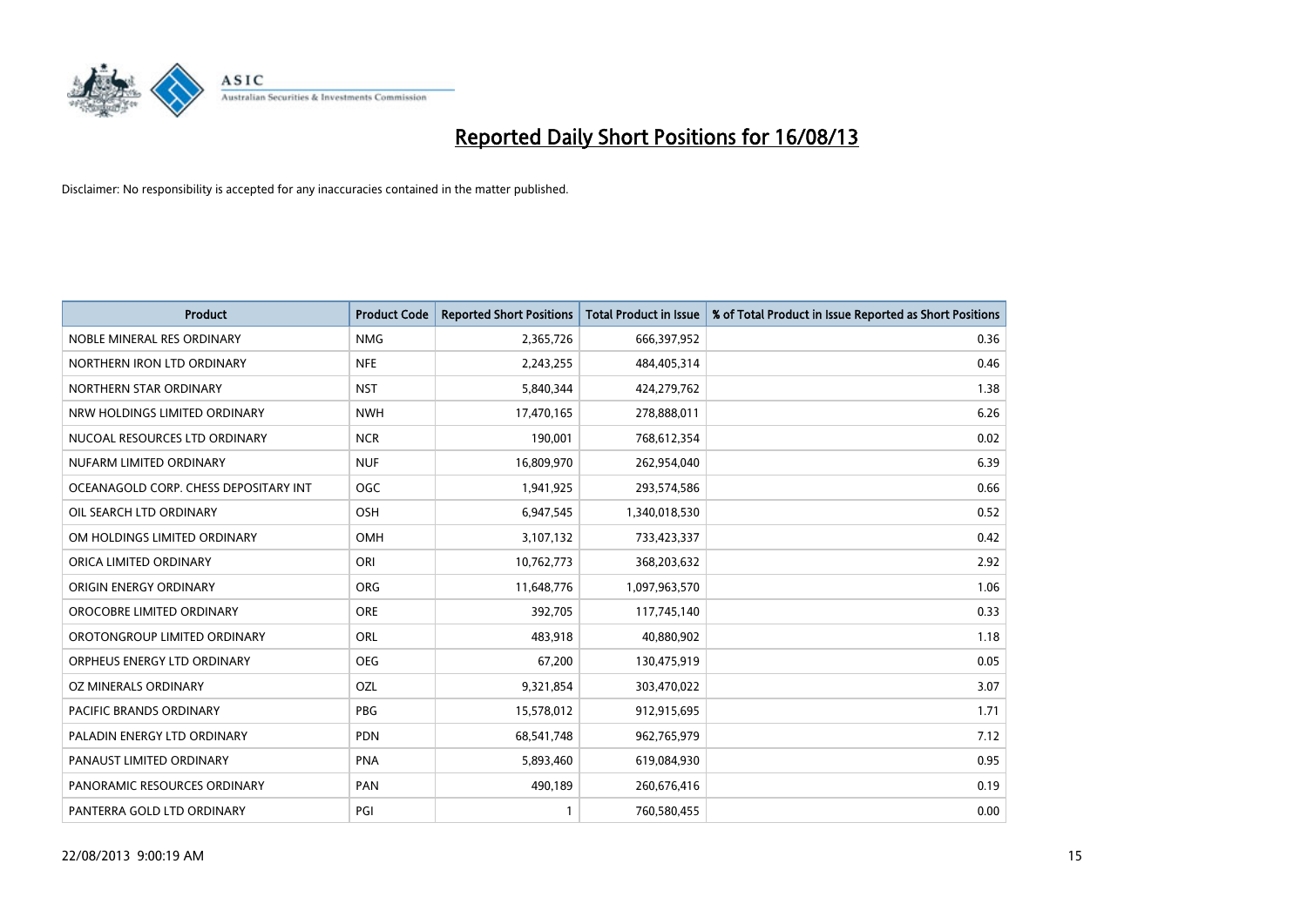# Reported Daily Short Positions for 16/08/13

Disclaimer: No responsibility is accepted for any inaccuracies contained in the matter published.

| Product | Product Code | Reported Short Positions | Total Product in Issue | % of Total Product in Issue Reported as Short Positions |
|---|---|---|---|---|
| NOBLE MINERAL RES ORDINARY | NMG | 2,365,726 | 666,397,952 | 0.36 |
| NORTHERN IRON LTD ORDINARY | NFE | 2,243,255 | 484,405,314 | 0.46 |
| NORTHERN STAR ORDINARY | NST | 5,840,344 | 424,279,762 | 1.38 |
| NRW HOLDINGS LIMITED ORDINARY | NWH | 17,470,165 | 278,888,011 | 6.26 |
| NUCOAL RESOURCES LTD ORDINARY | NCR | 190,001 | 768,612,354 | 0.02 |
| NUFARM LIMITED ORDINARY | NUF | 16,809,970 | 262,954,040 | 6.39 |
| OCEANAGOLD CORP. CHESS DEPOSITARY INT | OGC | 1,941,925 | 293,574,586 | 0.66 |
| OIL SEARCH LTD ORDINARY | OSH | 6,947,545 | 1,340,018,530 | 0.52 |
| OM HOLDINGS LIMITED ORDINARY | OMH | 3,107,132 | 733,423,337 | 0.42 |
| ORICA LIMITED ORDINARY | ORI | 10,762,773 | 368,203,632 | 2.92 |
| ORIGIN ENERGY ORDINARY | ORG | 11,648,776 | 1,097,963,570 | 1.06 |
| OROCOBRE LIMITED ORDINARY | ORE | 392,705 | 117,745,140 | 0.33 |
| OROTONGROUP LIMITED ORDINARY | ORL | 483,918 | 40,880,902 | 1.18 |
| ORPHEUS ENERGY LTD ORDINARY | OEG | 67,200 | 130,475,919 | 0.05 |
| OZ MINERALS ORDINARY | OZL | 9,321,854 | 303,470,022 | 3.07 |
| PACIFIC BRANDS ORDINARY | PBG | 15,578,012 | 912,915,695 | 1.71 |
| PALADIN ENERGY LTD ORDINARY | PDN | 68,541,748 | 962,765,979 | 7.12 |
| PANAUST LIMITED ORDINARY | PNA | 5,893,460 | 619,084,930 | 0.95 |
| PANORAMIC RESOURCES ORDINARY | PAN | 490,189 | 260,676,416 | 0.19 |
| PANTERRA GOLD LTD ORDINARY | PGI | 1 | 760,580,455 | 0.00 |

22/08/2013 9:00:19 AM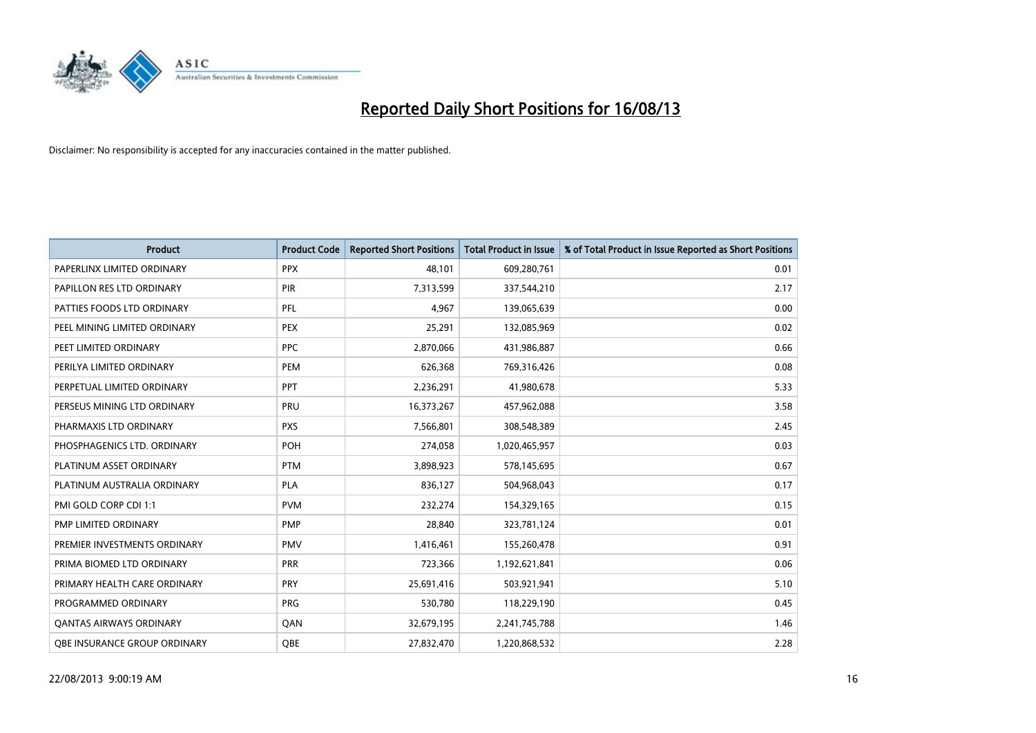# Reported Daily Short Positions for 16/08/13

Disclaimer: No responsibility is accepted for any inaccuracies contained in the matter published.

| Product | Product Code | Reported Short Positions | Total Product in Issue | % of Total Product in Issue Reported as Short Positions |
|---|---|---|---|---|
| PAPERLINX LIMITED ORDINARY | PPX | 48,101 | 609,280,761 | 0.01 |
| PAPILLON RES LTD ORDINARY | PIR | 7,313,599 | 337,544,210 | 2.17 |
| PATTIES FOODS LTD ORDINARY | PFL | 4,967 | 139,065,639 | 0.00 |
| PEEL MINING LIMITED ORDINARY | PEX | 25,291 | 132,085,969 | 0.02 |
| PEET LIMITED ORDINARY | PPC | 2,870,066 | 431,986,887 | 0.66 |
| PERILYA LIMITED ORDINARY | PEM | 626,368 | 769,316,426 | 0.08 |
| PERPETUAL LIMITED ORDINARY | PPT | 2,236,291 | 41,980,678 | 5.33 |
| PERSEUS MINING LTD ORDINARY | PRU | 16,373,267 | 457,962,088 | 3.58 |
| PHARMAXIS LTD ORDINARY | PXS | 7,566,801 | 308,548,389 | 2.45 |
| PHOSPHAGENICS LTD. ORDINARY | POH | 274,058 | 1,020,465,957 | 0.03 |
| PLATINUM ASSET ORDINARY | PTM | 3,898,923 | 578,145,695 | 0.67 |
| PLATINUM AUSTRALIA ORDINARY | PLA | 836,127 | 504,968,043 | 0.17 |
| PMI GOLD CORP CDI 1:1 | PVM | 232,274 | 154,329,165 | 0.15 |
| PMP LIMITED ORDINARY | PMP | 28,840 | 323,781,124 | 0.01 |
| PREMIER INVESTMENTS ORDINARY | PMV | 1,416,461 | 155,260,478 | 0.91 |
| PRIMA BIOMED LTD ORDINARY | PRR | 723,366 | 1,192,621,841 | 0.06 |
| PRIMARY HEALTH CARE ORDINARY | PRY | 25,691,416 | 503,921,941 | 5.10 |
| PROGRAMMED ORDINARY | PRG | 530,780 | 118,229,190 | 0.45 |
| QANTAS AIRWAYS ORDINARY | QAN | 32,679,195 | 2,241,745,788 | 1.46 |
| QBE INSURANCE GROUP ORDINARY | QBE | 27,832,470 | 1,220,868,532 | 2.28 |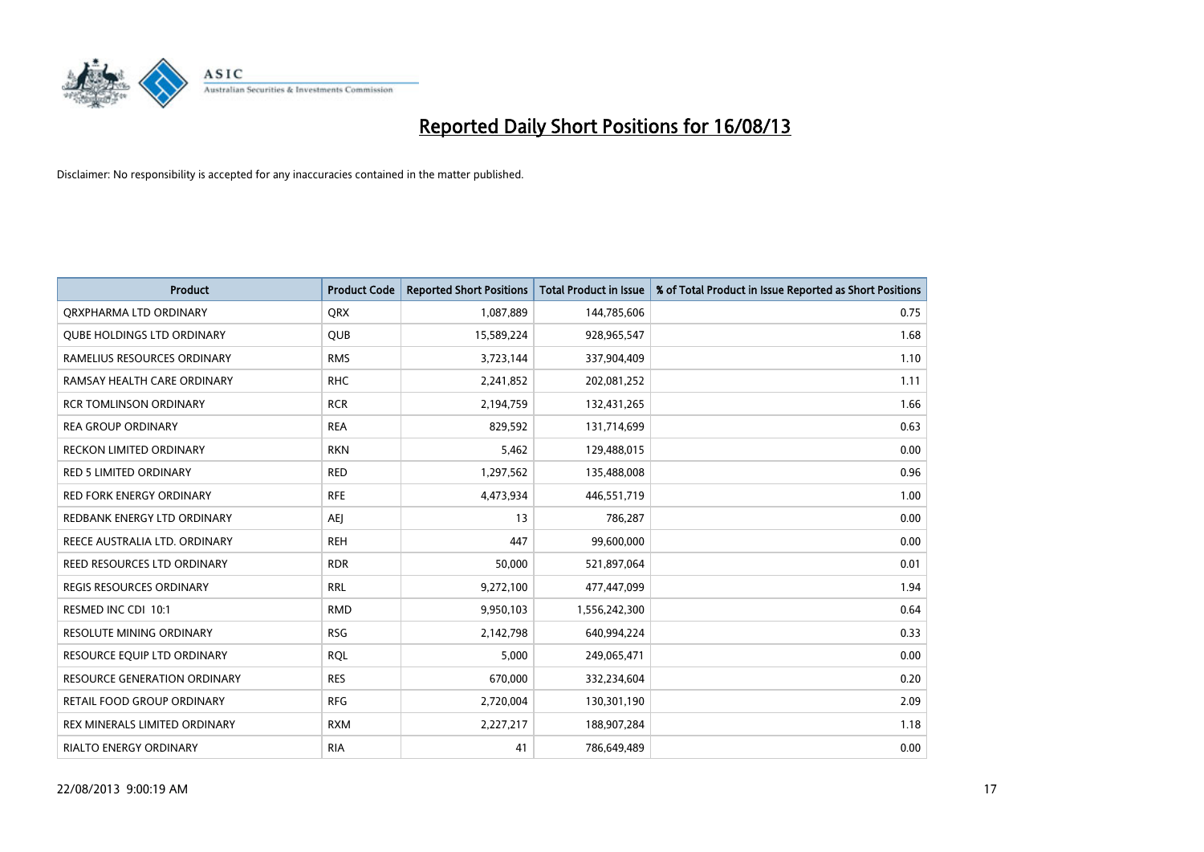# Reported Daily Short Positions for 16/08/13

Disclaimer: No responsibility is accepted for any inaccuracies contained in the matter published.

| Product | Product Code | Reported Short Positions | Total Product in Issue | % of Total Product in Issue Reported as Short Positions |
|---|---|---|---|---|
| QRXPHARMA LTD ORDINARY | QRX | 1,087,889 | 144,785,606 | 0.75 |
| QUBE HOLDINGS LTD ORDINARY | QUB | 15,589,224 | 928,965,547 | 1.68 |
| RAMELIUS RESOURCES ORDINARY | RMS | 3,723,144 | 337,904,409 | 1.10 |
| RAMSAY HEALTH CARE ORDINARY | RHC | 2,241,852 | 202,081,252 | 1.11 |
| RCR TOMLINSON ORDINARY | RCR | 2,194,759 | 132,431,265 | 1.66 |
| REA GROUP ORDINARY | REA | 829,592 | 131,714,699 | 0.63 |
| RECKON LIMITED ORDINARY | RKN | 5,462 | 129,488,015 | 0.00 |
| RED 5 LIMITED ORDINARY | RED | 1,297,562 | 135,488,008 | 0.96 |
| RED FORK ENERGY ORDINARY | RFE | 4,473,934 | 446,551,719 | 1.00 |
| REDBANK ENERGY LTD ORDINARY | AEJ | 13 | 786,287 | 0.00 |
| REECE AUSTRALIA LTD. ORDINARY | REH | 447 | 99,600,000 | 0.00 |
| REED RESOURCES LTD ORDINARY | RDR | 50,000 | 521,897,064 | 0.01 |
| REGIS RESOURCES ORDINARY | RRL | 9,272,100 | 477,447,099 | 1.94 |
| RESMED INC CDI 10:1 | RMD | 9,950,103 | 1,556,242,300 | 0.64 |
| RESOLUTE MINING ORDINARY | RSG | 2,142,798 | 640,994,224 | 0.33 |
| RESOURCE EQUIP LTD ORDINARY | RQL | 5,000 | 249,065,471 | 0.00 |
| RESOURCE GENERATION ORDINARY | RES | 670,000 | 332,234,604 | 0.20 |
| RETAIL FOOD GROUP ORDINARY | RFG | 2,720,004 | 130,301,190 | 2.09 |
| REX MINERALS LIMITED ORDINARY | RXM | 2,227,217 | 188,907,284 | 1.18 |
| RIALTO ENERGY ORDINARY | RIA | 41 | 786,649,489 | 0.00 |

22/08/2013 9:00:19 AM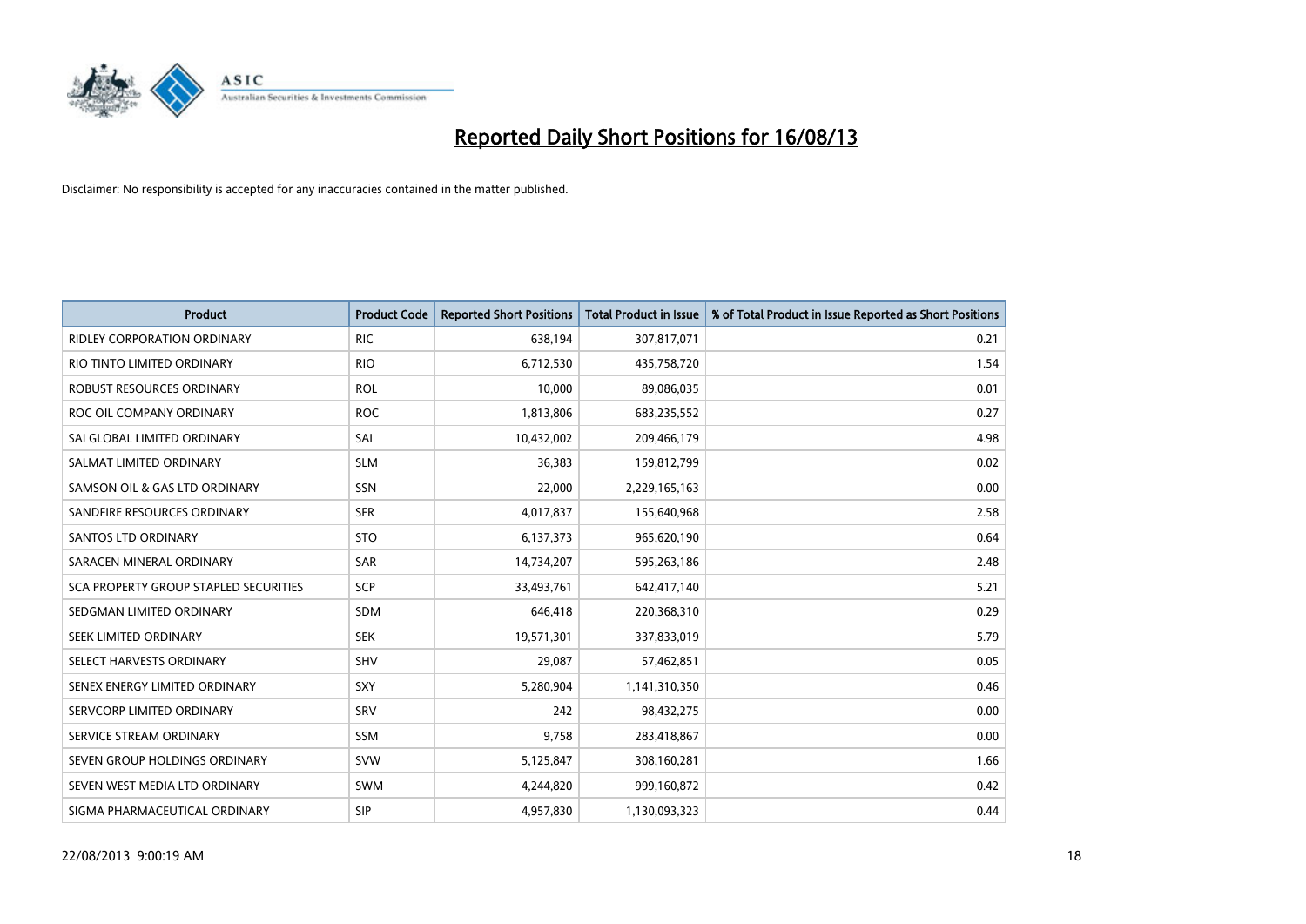# Reported Daily Short Positions for 16/08/13

Disclaimer: No responsibility is accepted for any inaccuracies contained in the matter published.

| Product | Product Code | Reported Short Positions | Total Product in Issue | % of Total Product in Issue Reported as Short Positions |
|---|---|---|---|---|
| RIDLEY CORPORATION ORDINARY | RIC | 638,194 | 307,817,071 | 0.21 |
| RIO TINTO LIMITED ORDINARY | RIO | 6,712,530 | 435,758,720 | 1.54 |
| ROBUST RESOURCES ORDINARY | ROL | 10,000 | 89,086,035 | 0.01 |
| ROC OIL COMPANY ORDINARY | ROC | 1,813,806 | 683,235,552 | 0.27 |
| SAI GLOBAL LIMITED ORDINARY | SAI | 10,432,002 | 209,466,179 | 4.98 |
| SALMAT LIMITED ORDINARY | SLM | 36,383 | 159,812,799 | 0.02 |
| SAMSON OIL & GAS LTD ORDINARY | SSN | 22,000 | 2,229,165,163 | 0.00 |
| SANDFIRE RESOURCES ORDINARY | SFR | 4,017,837 | 155,640,968 | 2.58 |
| SANTOS LTD ORDINARY | STO | 6,137,373 | 965,620,190 | 0.64 |
| SARACEN MINERAL ORDINARY | SAR | 14,734,207 | 595,263,186 | 2.48 |
| SCA PROPERTY GROUP STAPLED SECURITIES | SCP | 33,493,761 | 642,417,140 | 5.21 |
| SEDGMAN LIMITED ORDINARY | SDM | 646,418 | 220,368,310 | 0.29 |
| SEEK LIMITED ORDINARY | SEK | 19,571,301 | 337,833,019 | 5.79 |
| SELECT HARVESTS ORDINARY | SHV | 29,087 | 57,462,851 | 0.05 |
| SENEX ENERGY LIMITED ORDINARY | SXY | 5,280,904 | 1,141,310,350 | 0.46 |
| SERVCORP LIMITED ORDINARY | SRV | 242 | 98,432,275 | 0.00 |
| SERVICE STREAM ORDINARY | SSM | 9,758 | 283,418,867 | 0.00 |
| SEVEN GROUP HOLDINGS ORDINARY | SVW | 5,125,847 | 308,160,281 | 1.66 |
| SEVEN WEST MEDIA LTD ORDINARY | SWM | 4,244,820 | 999,160,872 | 0.42 |
| SIGMA PHARMACEUTICAL ORDINARY | SIP | 4,957,830 | 1,130,093,323 | 0.44 |

22/08/2013 9:00:19 AM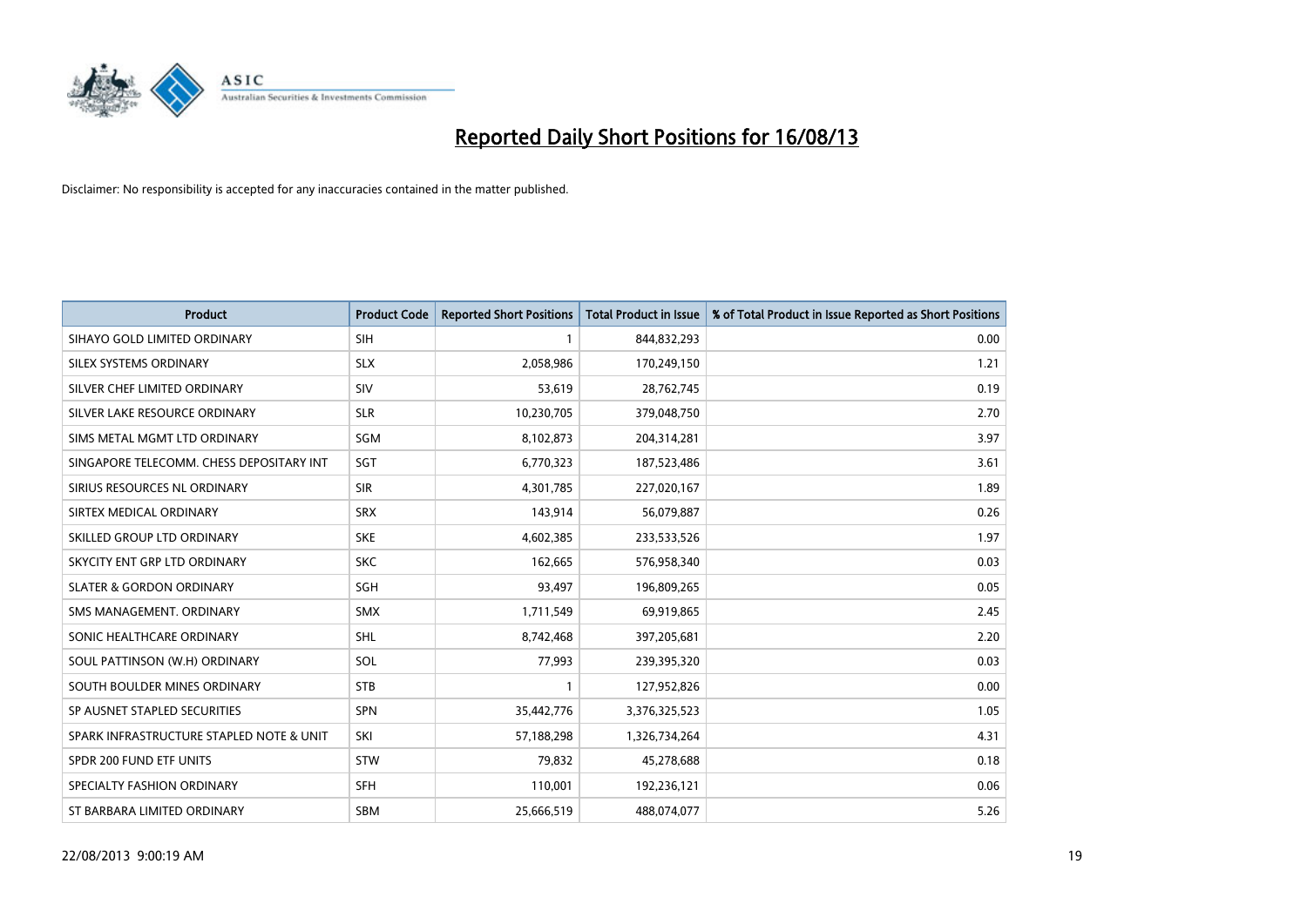# Reported Daily Short Positions for 16/08/13

Disclaimer: No responsibility is accepted for any inaccuracies contained in the matter published.

| Product | Product Code | Reported Short Positions | Total Product in Issue | % of Total Product in Issue Reported as Short Positions |
|---|---|---|---|---|
| SIHAYO GOLD LIMITED ORDINARY | SIH | 1 | 844,832,293 | 0.00 |
| SILEX SYSTEMS ORDINARY | SLX | 2,058,986 | 170,249,150 | 1.21 |
| SILVER CHEF LIMITED ORDINARY | SIV | 53,619 | 28,762,745 | 0.19 |
| SILVER LAKE RESOURCE ORDINARY | SLR | 10,230,705 | 379,048,750 | 2.70 |
| SIMS METAL MGMT LTD ORDINARY | SGM | 8,102,873 | 204,314,281 | 3.97 |
| SINGAPORE TELECOMM. CHESS DEPOSITARY INT | SGT | 6,770,323 | 187,523,486 | 3.61 |
| SIRIUS RESOURCES NL ORDINARY | SIR | 4,301,785 | 227,020,167 | 1.89 |
| SIRTEX MEDICAL ORDINARY | SRX | 143,914 | 56,079,887 | 0.26 |
| SKILLED GROUP LTD ORDINARY | SKE | 4,602,385 | 233,533,526 | 1.97 |
| SKYCITY ENT GRP LTD ORDINARY | SKC | 162,665 | 576,958,340 | 0.03 |
| SLATER & GORDON ORDINARY | SGH | 93,497 | 196,809,265 | 0.05 |
| SMS MANAGEMENT. ORDINARY | SMX | 1,711,549 | 69,919,865 | 2.45 |
| SONIC HEALTHCARE ORDINARY | SHL | 8,742,468 | 397,205,681 | 2.20 |
| SOUL PATTINSON (W.H) ORDINARY | SOL | 77,993 | 239,395,320 | 0.03 |
| SOUTH BOULDER MINES ORDINARY | STB | 1 | 127,952,826 | 0.00 |
| SP AUSNET STAPLED SECURITIES | SPN | 35,442,776 | 3,376,325,523 | 1.05 |
| SPARK INFRASTRUCTURE STAPLED NOTE & UNIT | SKI | 57,188,298 | 1,326,734,264 | 4.31 |
| SPDR 200 FUND ETF UNITS | STW | 79,832 | 45,278,688 | 0.18 |
| SPECIALTY FASHION ORDINARY | SFH | 110,001 | 192,236,121 | 0.06 |
| ST BARBARA LIMITED ORDINARY | SBM | 25,666,519 | 488,074,077 | 5.26 |

22/08/2013 9:00:19 AM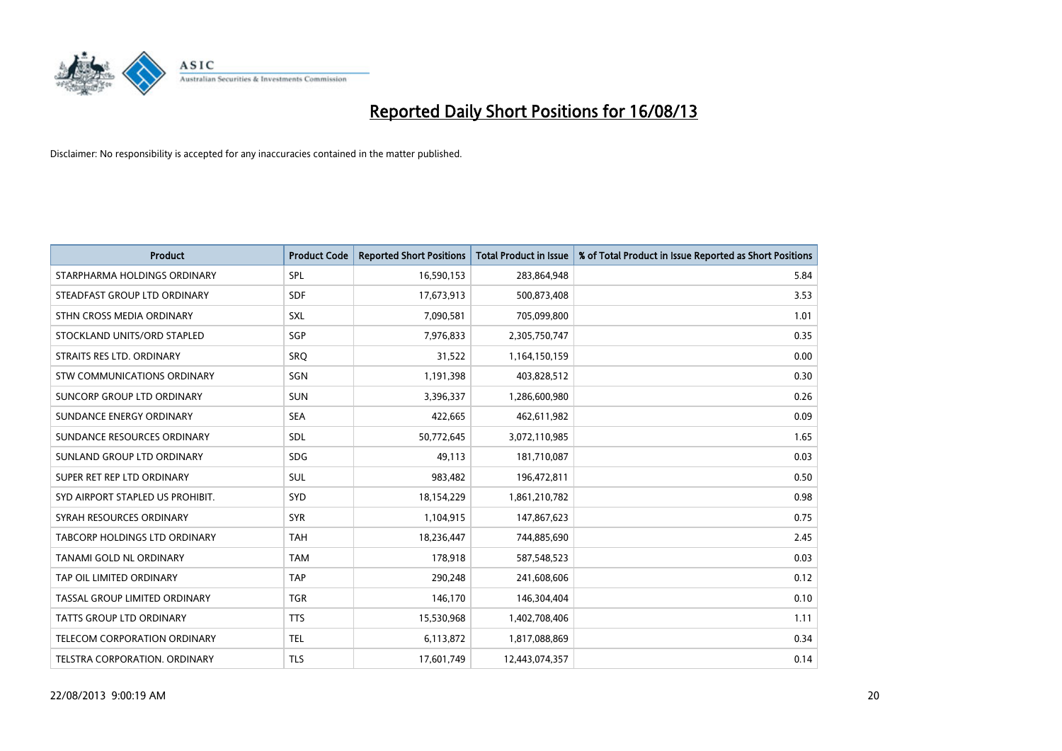# Reported Daily Short Positions for 16/08/13

Disclaimer: No responsibility is accepted for any inaccuracies contained in the matter published.

| Product | Product Code | Reported Short Positions | Total Product in Issue | % of Total Product in Issue Reported as Short Positions |
|---|---|---|---|---|
| STARPHARMA HOLDINGS ORDINARY | SPL | 16,590,153 | 283,864,948 | 5.84 |
| STEADFAST GROUP LTD ORDINARY | SDF | 17,673,913 | 500,873,408 | 3.53 |
| STHN CROSS MEDIA ORDINARY | SXL | 7,090,581 | 705,099,800 | 1.01 |
| STOCKLAND UNITS/ORD STAPLED | SGP | 7,976,833 | 2,305,750,747 | 0.35 |
| STRAITS RES LTD. ORDINARY | SRQ | 31,522 | 1,164,150,159 | 0.00 |
| STW COMMUNICATIONS ORDINARY | SGN | 1,191,398 | 403,828,512 | 0.30 |
| SUNCORP GROUP LTD ORDINARY | SUN | 3,396,337 | 1,286,600,980 | 0.26 |
| SUNDANCE ENERGY ORDINARY | SEA | 422,665 | 462,611,982 | 0.09 |
| SUNDANCE RESOURCES ORDINARY | SDL | 50,772,645 | 3,072,110,985 | 1.65 |
| SUNLAND GROUP LTD ORDINARY | SDG | 49,113 | 181,710,087 | 0.03 |
| SUPER RET REP LTD ORDINARY | SUL | 983,482 | 196,472,811 | 0.50 |
| SYD AIRPORT STAPLED US PROHIBIT. | SYD | 18,154,229 | 1,861,210,782 | 0.98 |
| SYRAH RESOURCES ORDINARY | SYR | 1,104,915 | 147,867,623 | 0.75 |
| TABCORP HOLDINGS LTD ORDINARY | TAH | 18,236,447 | 744,885,690 | 2.45 |
| TANAMI GOLD NL ORDINARY | TAM | 178,918 | 587,548,523 | 0.03 |
| TAP OIL LIMITED ORDINARY | TAP | 290,248 | 241,608,606 | 0.12 |
| TASSAL GROUP LIMITED ORDINARY | TGR | 146,170 | 146,304,404 | 0.10 |
| TATTS GROUP LTD ORDINARY | TTS | 15,530,968 | 1,402,708,406 | 1.11 |
| TELECOM CORPORATION ORDINARY | TEL | 6,113,872 | 1,817,088,869 | 0.34 |
| TELSTRA CORPORATION. ORDINARY | TLS | 17,601,749 | 12,443,074,357 | 0.14 |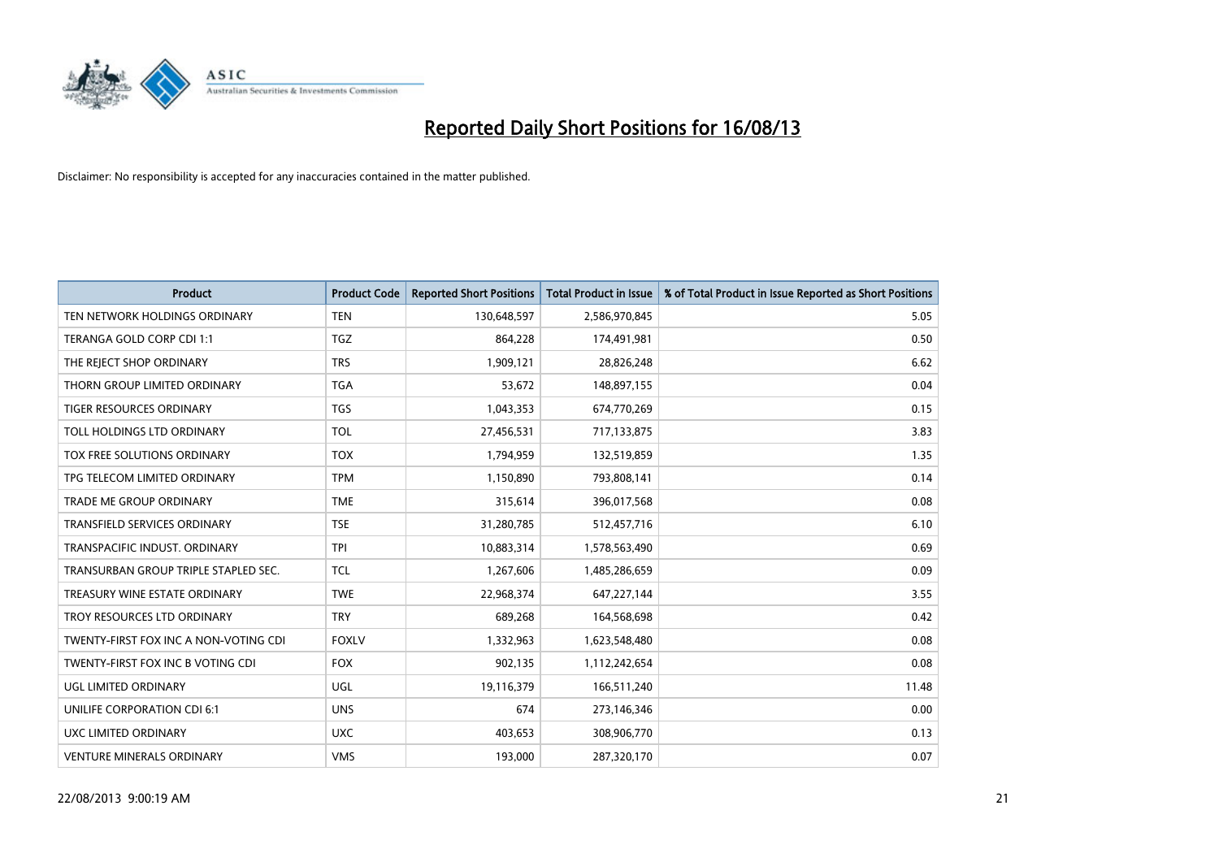# Reported Daily Short Positions for 16/08/13

Disclaimer: No responsibility is accepted for any inaccuracies contained in the matter published.

| Product | Product Code | Reported Short Positions | Total Product in Issue | % of Total Product in Issue Reported as Short Positions |
|---|---|---|---|---|
| TEN NETWORK HOLDINGS ORDINARY | TEN | 130,648,597 | 2,586,970,845 | 5.05 |
| TERANGA GOLD CORP CDI 1:1 | TGZ | 864,228 | 174,491,981 | 0.50 |
| THE REJECT SHOP ORDINARY | TRS | 1,909,121 | 28,826,248 | 6.62 |
| THORN GROUP LIMITED ORDINARY | TGA | 53,672 | 148,897,155 | 0.04 |
| TIGER RESOURCES ORDINARY | TGS | 1,043,353 | 674,770,269 | 0.15 |
| TOLL HOLDINGS LTD ORDINARY | TOL | 27,456,531 | 717,133,875 | 3.83 |
| TOX FREE SOLUTIONS ORDINARY | TOX | 1,794,959 | 132,519,859 | 1.35 |
| TPG TELECOM LIMITED ORDINARY | TPM | 1,150,890 | 793,808,141 | 0.14 |
| TRADE ME GROUP ORDINARY | TME | 315,614 | 396,017,568 | 0.08 |
| TRANSFIELD SERVICES ORDINARY | TSE | 31,280,785 | 512,457,716 | 6.10 |
| TRANSPACIFIC INDUST. ORDINARY | TPI | 10,883,314 | 1,578,563,490 | 0.69 |
| TRANSURBAN GROUP TRIPLE STAPLED SEC. | TCL | 1,267,606 | 1,485,286,659 | 0.09 |
| TREASURY WINE ESTATE ORDINARY | TWE | 22,968,374 | 647,227,144 | 3.55 |
| TROY RESOURCES LTD ORDINARY | TRY | 689,268 | 164,568,698 | 0.42 |
| TWENTY-FIRST FOX INC A NON-VOTING CDI | FOXLV | 1,332,963 | 1,623,548,480 | 0.08 |
| TWENTY-FIRST FOX INC B VOTING CDI | FOX | 902,135 | 1,112,242,654 | 0.08 |
| UGL LIMITED ORDINARY | UGL | 19,116,379 | 166,511,240 | 11.48 |
| UNILIFE CORPORATION CDI 6:1 | UNS | 674 | 273,146,346 | 0.00 |
| UXC LIMITED ORDINARY | UXC | 403,653 | 308,906,770 | 0.13 |
| VENTURE MINERALS ORDINARY | VMS | 193,000 | 287,320,170 | 0.07 |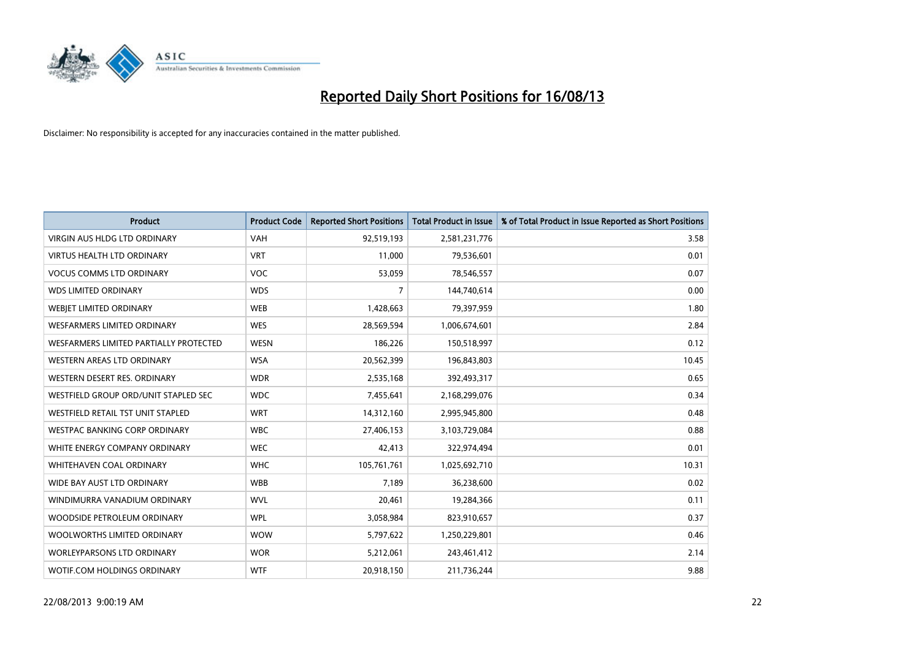# Reported Daily Short Positions for 16/08/13

Disclaimer: No responsibility is accepted for any inaccuracies contained in the matter published.

| Product | Product Code | Reported Short Positions | Total Product in Issue | % of Total Product in Issue Reported as Short Positions |
|---|---|---|---|---|
| VIRGIN AUS HLDG LTD ORDINARY | VAH | 92,519,193 | 2,581,231,776 | 3.58 |
| VIRTUS HEALTH LTD ORDINARY | VRT | 11,000 | 79,536,601 | 0.01 |
| VOCUS COMMS LTD ORDINARY | VOC | 53,059 | 78,546,557 | 0.07 |
| WDS LIMITED ORDINARY | WDS | 7 | 144,740,614 | 0.00 |
| WEBJET LIMITED ORDINARY | WEB | 1,428,663 | 79,397,959 | 1.80 |
| WESFARMERS LIMITED ORDINARY | WES | 28,569,594 | 1,006,674,601 | 2.84 |
| WESFARMERS LIMITED PARTIALLY PROTECTED | WESN | 186,226 | 150,518,997 | 0.12 |
| WESTERN AREAS LTD ORDINARY | WSA | 20,562,399 | 196,843,803 | 10.45 |
| WESTERN DESERT RES. ORDINARY | WDR | 2,535,168 | 392,493,317 | 0.65 |
| WESTFIELD GROUP ORD/UNIT STAPLED SEC | WDC | 7,455,641 | 2,168,299,076 | 0.34 |
| WESTFIELD RETAIL TST UNIT STAPLED | WRT | 14,312,160 | 2,995,945,800 | 0.48 |
| WESTPAC BANKING CORP ORDINARY | WBC | 27,406,153 | 3,103,729,084 | 0.88 |
| WHITE ENERGY COMPANY ORDINARY | WEC | 42,413 | 322,974,494 | 0.01 |
| WHITEHAVEN COAL ORDINARY | WHC | 105,761,761 | 1,025,692,710 | 10.31 |
| WIDE BAY AUST LTD ORDINARY | WBB | 7,189 | 36,238,600 | 0.02 |
| WINDIMURRA VANADIUM ORDINARY | WVL | 20,461 | 19,284,366 | 0.11 |
| WOODSIDE PETROLEUM ORDINARY | WPL | 3,058,984 | 823,910,657 | 0.37 |
| WOOLWORTHS LIMITED ORDINARY | WOW | 5,797,622 | 1,250,229,801 | 0.46 |
| WORLEYPARSONS LTD ORDINARY | WOR | 5,212,061 | 243,461,412 | 2.14 |
| WOTIF.COM HOLDINGS ORDINARY | WTF | 20,918,150 | 211,736,244 | 9.88 |

22/08/2013 9:00:19 AM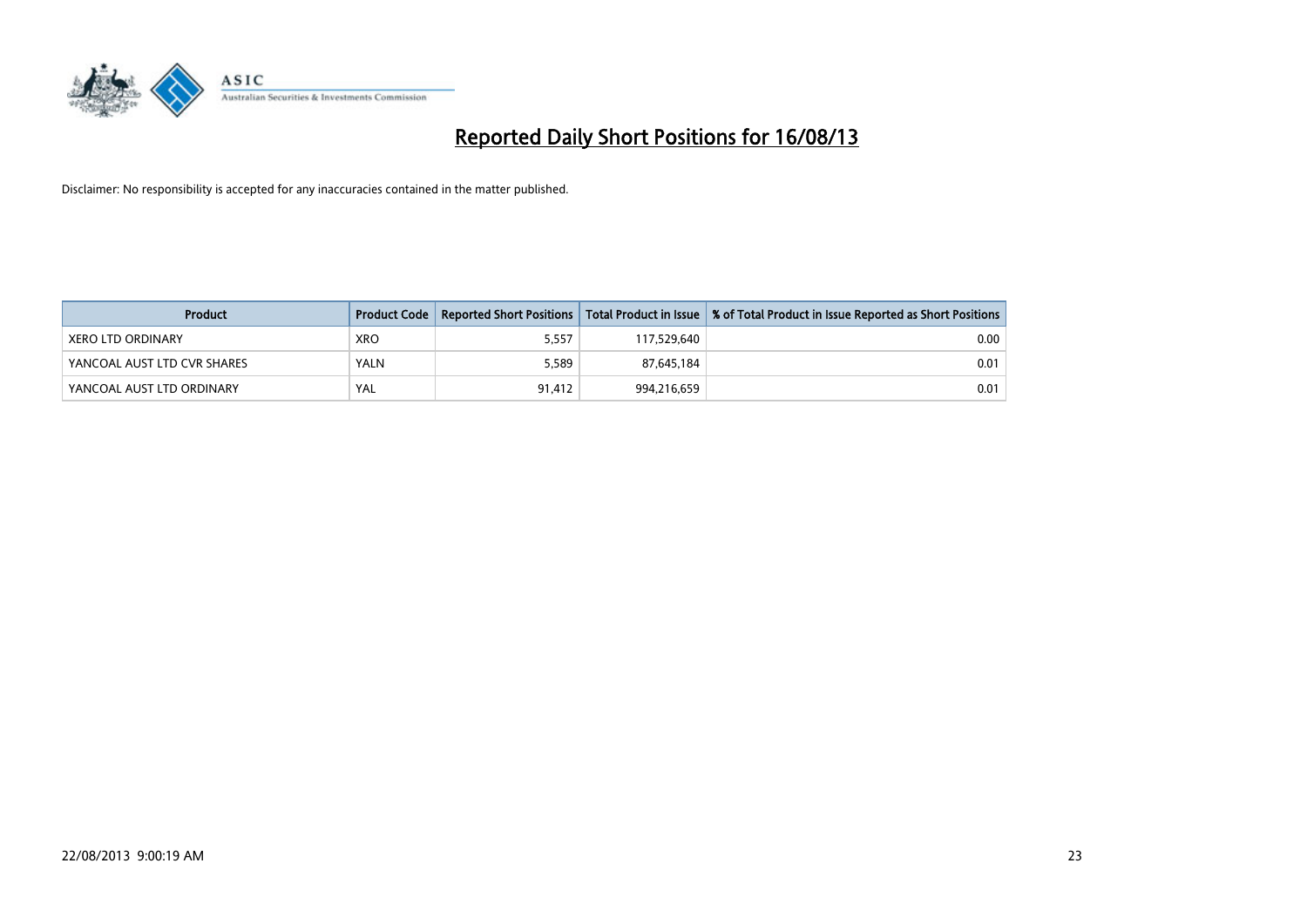# Reported Daily Short Positions for 16/08/13

Disclaimer: No responsibility is accepted for any inaccuracies contained in the matter published.

| Product | Product Code | Reported Short Positions | Total Product in Issue | % of Total Product in Issue Reported as Short Positions |
|---|---|---|---|---|
| XERO LTD ORDINARY | XRO | 5,557 | 117,529,640 | 0.00 |
| YANCOAL AUST LTD CVR SHARES | YALN | 5,589 | 87,645,184 | 0.01 |
| YANCOAL AUST LTD ORDINARY | YAL | 91,412 | 994,216,659 | 0.01 |

22/08/2013 9:00:19 AM